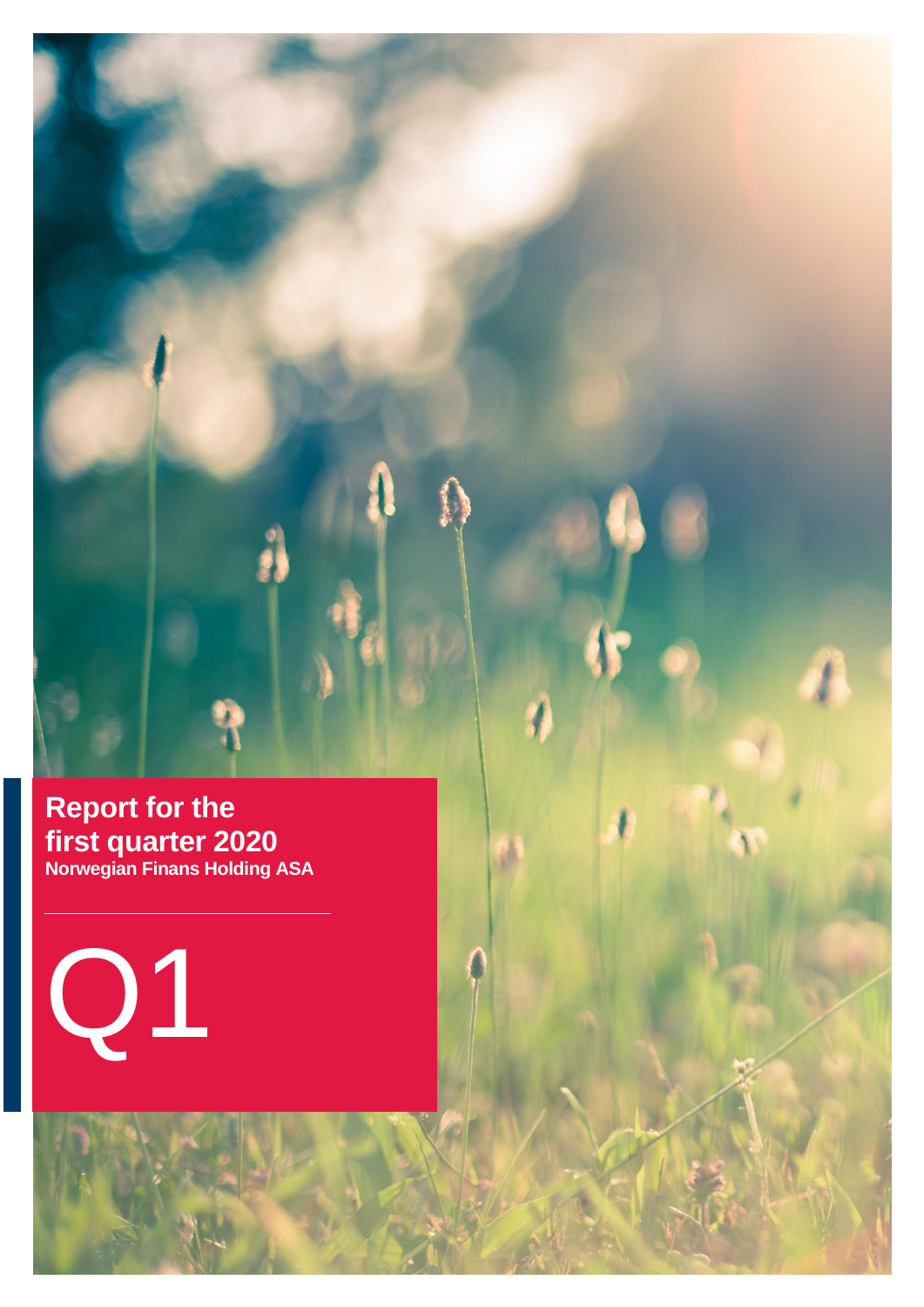# Report for the first quarter 2020

**Norwegian Finans Holding ASA**

Q1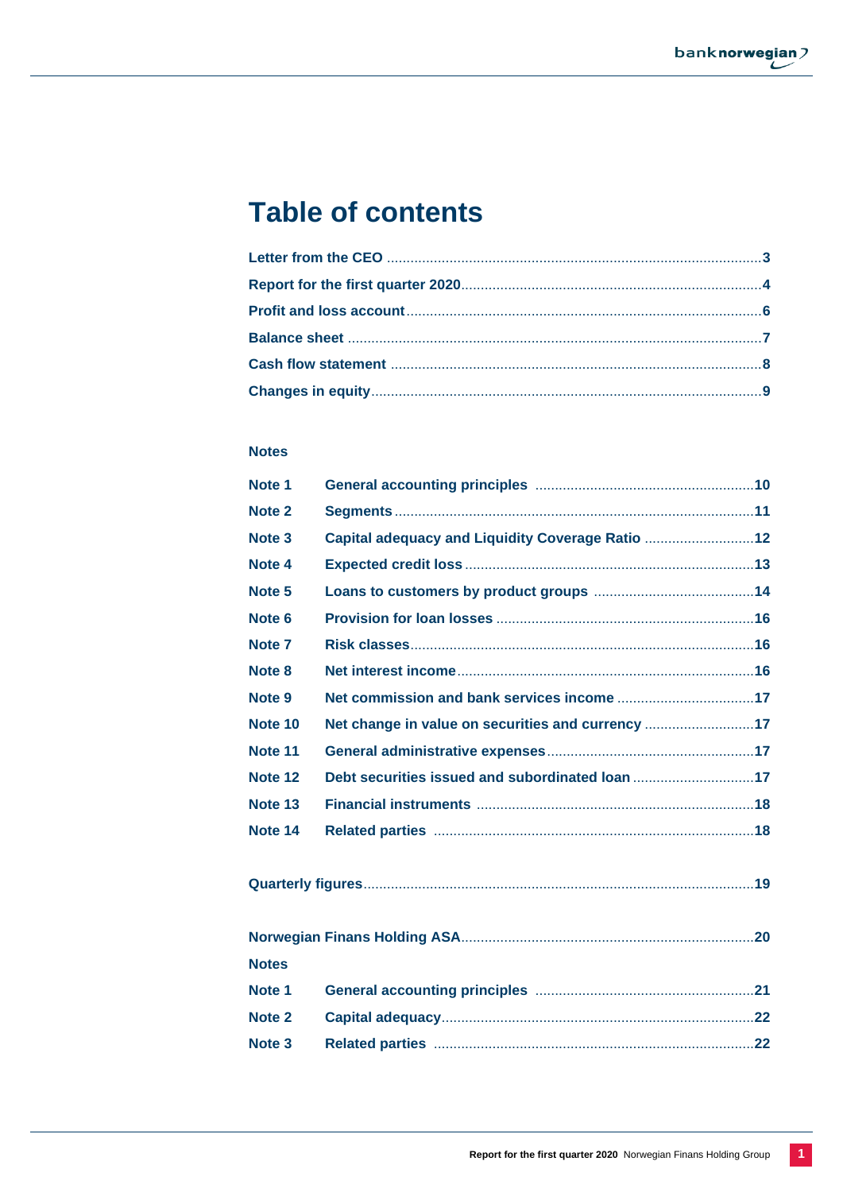# Table of contents

| | |
|---|---|
| **Letter from the CEO** | **3** |
| **Report for the first quarter 2020** | **4** |
| **Profit and loss account** | **6** |
| **Balance sheet** | **7** |
| **Cash flow statement** | **8** |
| **Changes in equity** | **9** |

**Notes**

| | | |
|---|---|---|
| **Note 1** | **General accounting principles** | **10** |
| **Note 2** | **Segments** | **11** |
| **Note 3** | **Capital adequacy and Liquidity Coverage Ratio** | **12** |
| **Note 4** | **Expected credit loss** | **13** |
| **Note 5** | **Loans to customers by product groups** | **14** |
| **Note 6** | **Provision for loan losses** | **16** |
| **Note 7** | **Risk classes** | **16** |
| **Note 8** | **Net interest income** | **16** |
| **Note 9** | **Net commission and bank services income** | **17** |
| **Note 10** | **Net change in value on securities and currency** | **17** |
| **Note 11** | **General administrative expenses** | **17** |
| **Note 12** | **Debt securities issued and subordinated loan** | **17** |
| **Note 13** | **Financial instruments** | **18** |
| **Note 14** | **Related parties** | **18** |

| | |
|---|---|
| **Quarterly figures** | **19** |

| | |
|---|---|
| **Norwegian Finans Holding ASA** | **20** |

**Notes**

| | | |
|---|---|---|
| **Note 1** | **General accounting principles** | **21** |
| **Note 2** | **Capital adequacy** | **22** |
| **Note 3** | **Related parties** | **22** |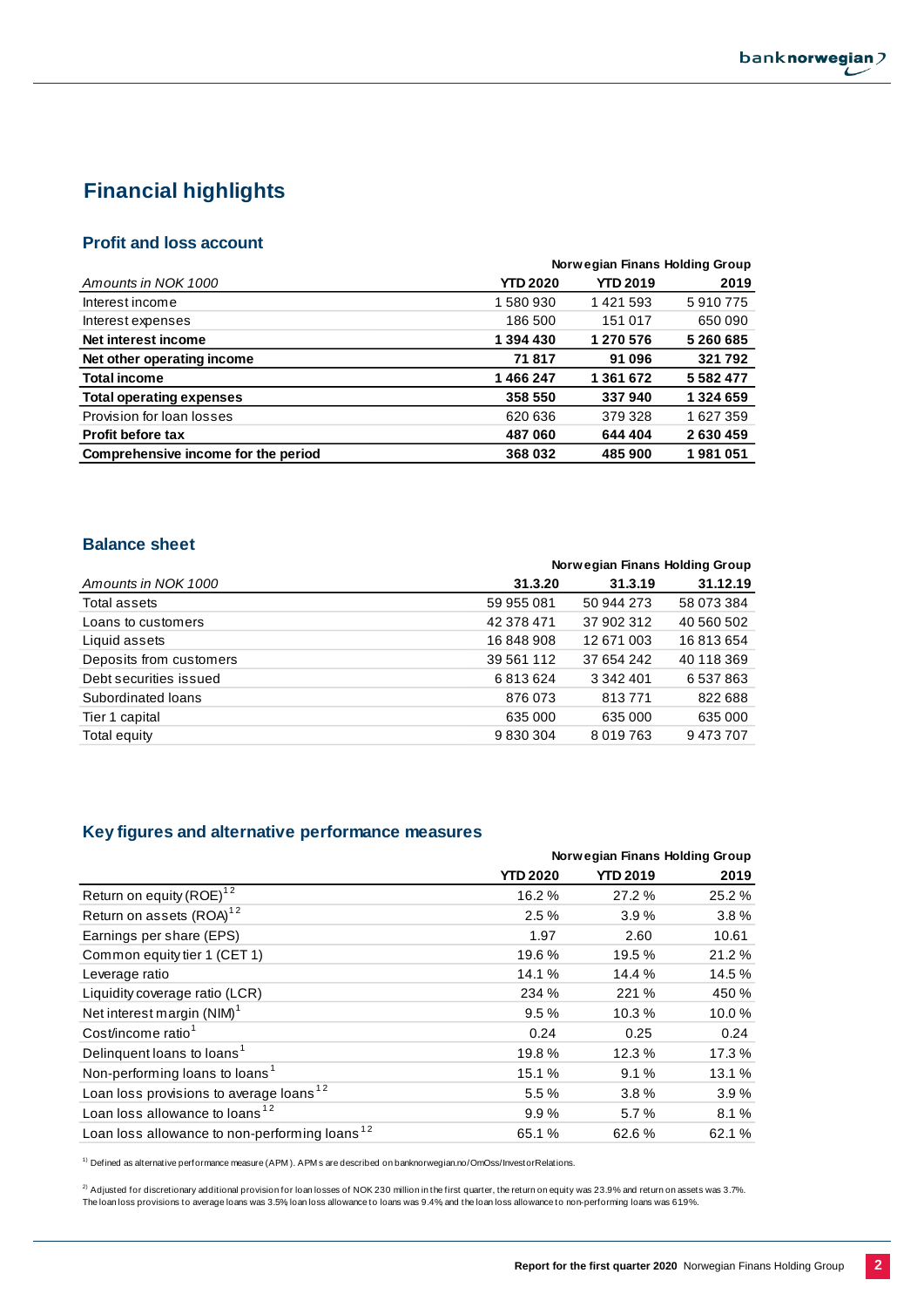# Financial highlights

## Profit and loss account

| Amounts in NOK 1000 | Norwegian Finans Holding Group | | |
|---|---|---|---|
| | **YTD 2020** | **YTD 2019** | **2019** |
| Interest income | 1 580 930 | 1 421 593 | 5 910 775 |
| Interest expenses | 186 500 | 151 017 | 650 090 |
| **Net interest income** | **1 394 430** | **1 270 576** | **5 260 685** |
| **Net other operating income** | **71 817** | **91 096** | **321 792** |
| **Total income** | **1 466 247** | **1 361 672** | **5 582 477** |
| **Total operating expenses** | **358 550** | **337 940** | **1 324 659** |
| Provision for loan losses | 620 636 | 379 328 | 1 627 359 |
| **Profit before tax** | **487 060** | **644 404** | **2 630 459** |
| **Comprehensive income for the period** | **368 032** | **485 900** | **1 981 051** |

## Balance sheet

| Amounts in NOK 1000 | Norwegian Finans Holding Group | | |
|---|---|---|---|
| | **31.3.20** | **31.3.19** | **31.12.19** |
| Total assets | 59 955 081 | 50 944 273 | 58 073 384 |
| Loans to customers | 42 378 471 | 37 902 312 | 40 560 502 |
| Liquid assets | 16 848 908 | 12 671 003 | 16 813 654 |
| Deposits from customers | 39 561 112 | 37 654 242 | 40 118 369 |
| Debt securities issued | 6 813 624 | 3 342 401 | 6 537 863 |
| Subordinated loans | 876 073 | 813 771 | 822 688 |
| Tier 1 capital | 635 000 | 635 000 | 635 000 |
| Total equity | 9 830 304 | 8 019 763 | 9 473 707 |

## Key figures and alternative performance measures

| | Norwegian Finans Holding Group | | |
|---|---|---|---|
| | **YTD 2020** | **YTD 2019** | **2019** |
| Return on equity (ROE)[1 2] | 16.2 % | 27.2 % | 25.2 % |
| Return on assets (ROA)[1 2] | 2.5 % | 3.9 % | 3.8 % |
| Earnings per share (EPS) | 1.97 | 2.60 | 10.61 |
| Common equity tier 1 (CET 1) | 19.6 % | 19.5 % | 21.2 % |
| Leverage ratio | 14.1 % | 14.4 % | 14.5 % |
| Liquidity coverage ratio (LCR) | 234 % | 221 % | 450 % |
| Net interest margin (NIM)[1] | 9.5 % | 10.3 % | 10.0 % |
| Cost/income ratio[1] | 0.24 | 0.25 | 0.24 |
| Delinquent loans to loans[1] | 19.8 % | 12.3 % | 17.3 % |
| Non-performing loans to loans[1] | 15.1 % | 9.1 % | 13.1 % |
| Loan loss provisions to average loans[1 2] | 5.5 % | 3.8 % | 3.9 % |
| Loan loss allowance to loans[1 2] | 9.9 % | 5.7 % | 8.1 % |
| Loan loss allowance to non-performing loans[1 2] | 65.1 % | 62.6 % | 62.1 % |

[1] Defined as alternative performance measure (APM). APMs are described on banknorwegian.no/OmOss/InvestorRelations.

[2] Adjusted for discretionary additional provision for loan losses of NOK 230 million in the first quarter, the return on equity was 23.9% and return on assets was 3.7%. The loan loss provisions to average loans was 3.5% loan loss allowance to loans was 9.4% and the loan loss allowance to non-performing loans was 61.9%.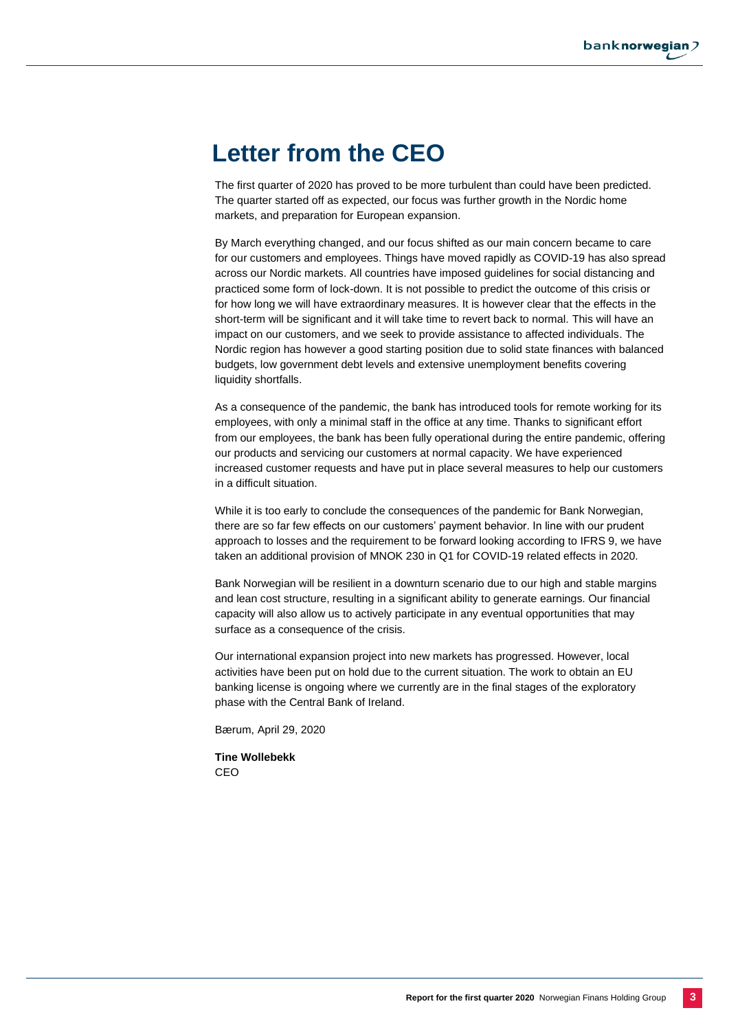# Letter from the CEO

The first quarter of 2020 has proved to be more turbulent than could have been predicted. The quarter started off as expected, our focus was further growth in the Nordic home markets, and preparation for European expansion.

By March everything changed, and our focus shifted as our main concern became to care for our customers and employees. Things have moved rapidly as COVID-19 has also spread across our Nordic markets. All countries have imposed guidelines for social distancing and practiced some form of lock-down. It is not possible to predict the outcome of this crisis or for how long we will have extraordinary measures. It is however clear that the effects in the short-term will be significant and it will take time to revert back to normal. This will have an impact on our customers, and we seek to provide assistance to affected individuals. The Nordic region has however a good starting position due to solid state finances with balanced budgets, low government debt levels and extensive unemployment benefits covering liquidity shortfalls.

As a consequence of the pandemic, the bank has introduced tools for remote working for its employees, with only a minimal staff in the office at any time. Thanks to significant effort from our employees, the bank has been fully operational during the entire pandemic, offering our products and servicing our customers at normal capacity. We have experienced increased customer requests and have put in place several measures to help our customers in a difficult situation.

While it is too early to conclude the consequences of the pandemic for Bank Norwegian, there are so far few effects on our customers' payment behavior. In line with our prudent approach to losses and the requirement to be forward looking according to IFRS 9, we have taken an additional provision of MNOK 230 in Q1 for COVID-19 related effects in 2020.

Bank Norwegian will be resilient in a downturn scenario due to our high and stable margins and lean cost structure, resulting in a significant ability to generate earnings. Our financial capacity will also allow us to actively participate in any eventual opportunities that may surface as a consequence of the crisis.

Our international expansion project into new markets has progressed. However, local activities have been put on hold due to the current situation. The work to obtain an EU banking license is ongoing where we currently are in the final stages of the exploratory phase with the Central Bank of Ireland.

Bærum, April 29, 2020

**Tine Wollebekk**
CEO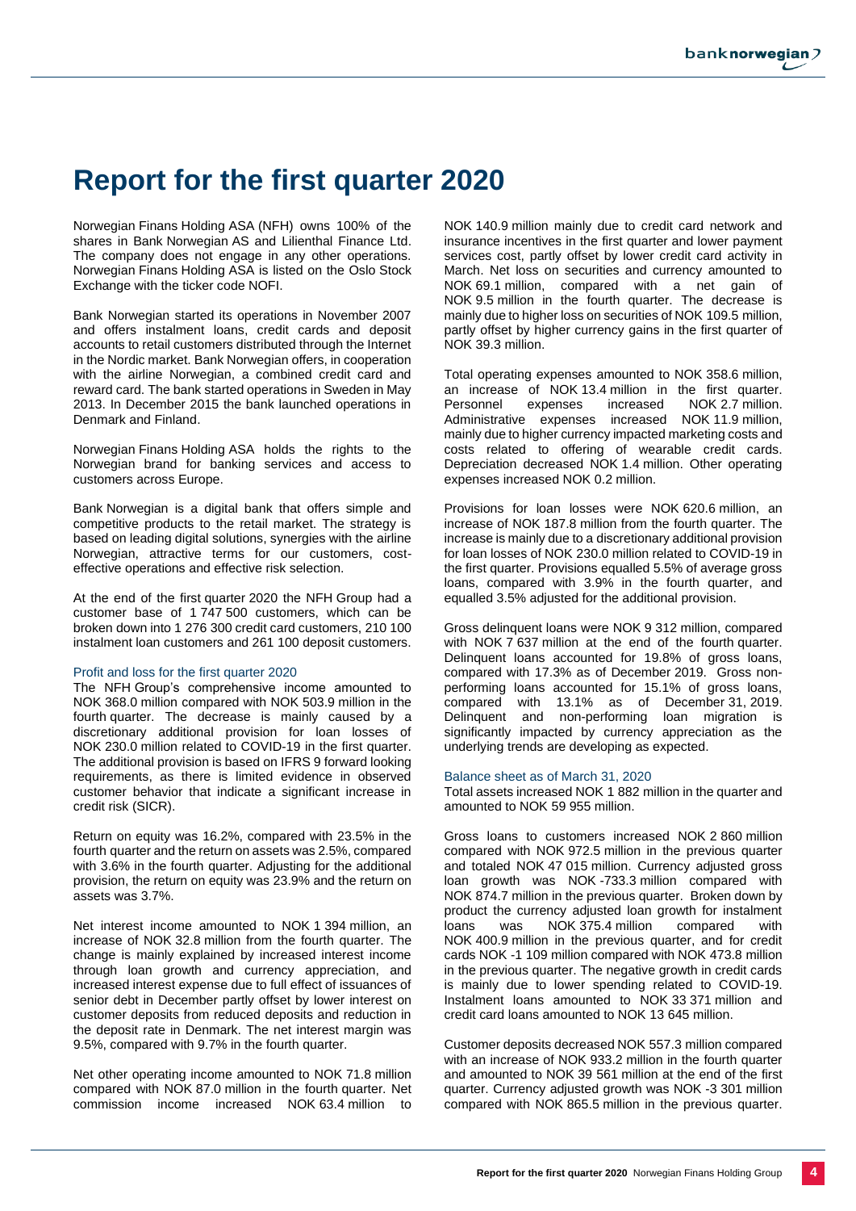# Report for the first quarter 2020

Norwegian Finans Holding ASA (NFH) owns 100% of the shares in Bank Norwegian AS and Lilienthal Finance Ltd. The company does not engage in any other operations. Norwegian Finans Holding ASA is listed on the Oslo Stock Exchange with the ticker code NOFI.

Bank Norwegian started its operations in November 2007 and offers instalment loans, credit cards and deposit accounts to retail customers distributed through the Internet in the Nordic market. Bank Norwegian offers, in cooperation with the airline Norwegian, a combined credit card and reward card. The bank started operations in Sweden in May 2013. In December 2015 the bank launched operations in Denmark and Finland.

Norwegian Finans Holding ASA holds the rights to the Norwegian brand for banking services and access to customers across Europe.

Bank Norwegian is a digital bank that offers simple and competitive products to the retail market. The strategy is based on leading digital solutions, synergies with the airline Norwegian, attractive terms for our customers, cost-effective operations and effective risk selection.

At the end of the first quarter 2020 the NFH Group had a customer base of 1 747 500 customers, which can be broken down into 1 276 300 credit card customers, 210 100 instalment loan customers and 261 100 deposit customers.

### Profit and loss for the first quarter 2020

The NFH Group's comprehensive income amounted to NOK 368.0 million compared with NOK 503.9 million in the fourth quarter. The decrease is mainly caused by a discretionary additional provision for loan losses of NOK 230.0 million related to COVID-19 in the first quarter. The additional provision is based on IFRS 9 forward looking requirements, as there is limited evidence in observed customer behavior that indicate a significant increase in credit risk (SICR).

Return on equity was 16.2%, compared with 23.5% in the fourth quarter and the return on assets was 2.5%, compared with 3.6% in the fourth quarter. Adjusting for the additional provision, the return on equity was 23.9% and the return on assets was 3.7%.

Net interest income amounted to NOK 1 394 million, an increase of NOK 32.8 million from the fourth quarter. The change is mainly explained by increased interest income through loan growth and currency appreciation, and increased interest expense due to full effect of issuances of senior debt in December partly offset by lower interest on customer deposits from reduced deposits and reduction in the deposit rate in Denmark. The net interest margin was 9.5%, compared with 9.7% in the fourth quarter.

Net other operating income amounted to NOK 71.8 million compared with NOK 87.0 million in the fourth quarter. Net commission income increased NOK 63.4 million to NOK 140.9 million mainly due to credit card network and insurance incentives in the first quarter and lower payment services cost, partly offset by lower credit card activity in March. Net loss on securities and currency amounted to NOK 69.1 million, compared with a net gain of NOK 9.5 million in the fourth quarter. The decrease is mainly due to higher loss on securities of NOK 109.5 million, partly offset by higher currency gains in the first quarter of NOK 39.3 million.

Total operating expenses amounted to NOK 358.6 million, an increase of NOK 13.4 million in the first quarter. Personnel expenses increased NOK 2.7 million. Administrative expenses increased NOK 11.9 million, mainly due to higher currency impacted marketing costs and costs related to offering of wearable credit cards. Depreciation decreased NOK 1.4 million. Other operating expenses increased NOK 0.2 million.

Provisions for loan losses were NOK 620.6 million, an increase of NOK 187.8 million from the fourth quarter. The increase is mainly due to a discretionary additional provision for loan losses of NOK 230.0 million related to COVID-19 in the first quarter. Provisions equalled 5.5% of average gross loans, compared with 3.9% in the fourth quarter, and equalled 3.5% adjusted for the additional provision.

Gross delinquent loans were NOK 9 312 million, compared with NOK 7 637 million at the end of the fourth quarter. Delinquent loans accounted for 19.8% of gross loans, compared with 17.3% as of December 2019. Gross non-performing loans accounted for 15.1% of gross loans, compared with 13.1% as of December 31, 2019. Delinquent and non-performing loan migration is significantly impacted by currency appreciation as the underlying trends are developing as expected.

### Balance sheet as of March 31, 2020

Total assets increased NOK 1 882 million in the quarter and amounted to NOK 59 955 million.

Gross loans to customers increased NOK 2 860 million compared with NOK 972.5 million in the previous quarter and totaled NOK 47 015 million. Currency adjusted gross loan growth was NOK -733.3 million compared with NOK 874.7 million in the previous quarter. Broken down by product the currency adjusted loan growth for instalment loans was NOK 375.4 million compared with NOK 400.9 million in the previous quarter, and for credit cards NOK -1 109 million compared with NOK 473.8 million in the previous quarter. The negative growth in credit cards is mainly due to lower spending related to COVID-19. Instalment loans amounted to NOK 33 371 million and credit card loans amounted to NOK 13 645 million.

Customer deposits decreased NOK 557.3 million compared with an increase of NOK 933.2 million in the fourth quarter and amounted to NOK 39 561 million at the end of the first quarter. Currency adjusted growth was NOK -3 301 million compared with NOK 865.5 million in the previous quarter.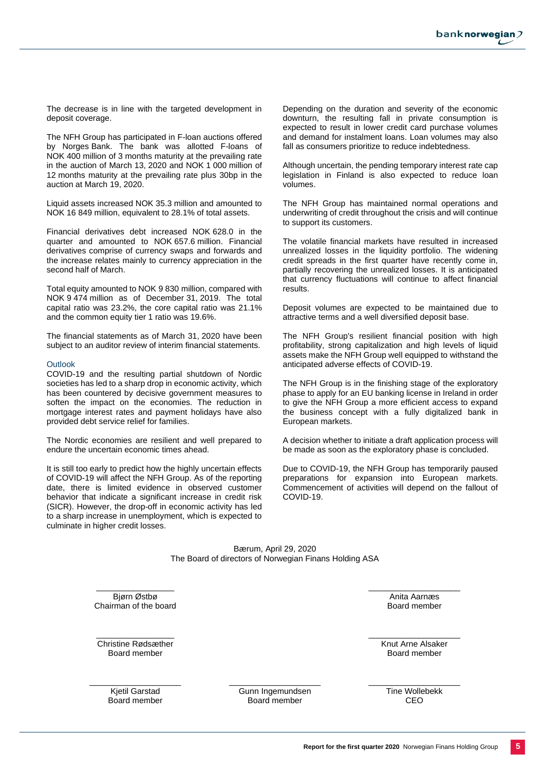The decrease is in line with the targeted development in deposit coverage.

The NFH Group has participated in F-loan auctions offered by Norges Bank. The bank was allotted F-loans of NOK 400 million of 3 months maturity at the prevailing rate in the auction of March 13, 2020 and NOK 1 000 million of 12 months maturity at the prevailing rate plus 30bp in the auction at March 19, 2020.

Liquid assets increased NOK 35.3 million and amounted to NOK 16 849 million, equivalent to 28.1% of total assets.

Financial derivatives debt increased NOK 628.0 in the quarter and amounted to NOK 657.6 million. Financial derivatives comprise of currency swaps and forwards and the increase relates mainly to currency appreciation in the second half of March.

Total equity amounted to NOK 9 830 million, compared with NOK 9 474 million as of December 31, 2019. The total capital ratio was 23.2%, the core capital ratio was 21.1% and the common equity tier 1 ratio was 19.6%.

The financial statements as of March 31, 2020 have been subject to an auditor review of interim financial statements.

## Outlook

COVID-19 and the resulting partial shutdown of Nordic societies has led to a sharp drop in economic activity, which has been countered by decisive government measures to soften the impact on the economies. The reduction in mortgage interest rates and payment holidays have also provided debt service relief for families.

The Nordic economies are resilient and well prepared to endure the uncertain economic times ahead.

It is still too early to predict how the highly uncertain effects of COVID-19 will affect the NFH Group. As of the reporting date, there is limited evidence in observed customer behavior that indicate a significant increase in credit risk (SICR). However, the drop-off in economic activity has led to a sharp increase in unemployment, which is expected to culminate in higher credit losses.

Depending on the duration and severity of the economic downturn, the resulting fall in private consumption is expected to result in lower credit card purchase volumes and demand for instalment loans. Loan volumes may also fall as consumers prioritize to reduce indebtedness.

Although uncertain, the pending temporary interest rate cap legislation in Finland is also expected to reduce loan volumes.

The NFH Group has maintained normal operations and underwriting of credit throughout the crisis and will continue to support its customers.

The volatile financial markets have resulted in increased unrealized losses in the liquidity portfolio. The widening credit spreads in the first quarter have recently come in, partially recovering the unrealized losses. It is anticipated that currency fluctuations will continue to affect financial results.

Deposit volumes are expected to be maintained due to attractive terms and a well diversified deposit base.

The NFH Group's resilient financial position with high profitability, strong capitalization and high levels of liquid assets make the NFH Group well equipped to withstand the anticipated adverse effects of COVID-19.

The NFH Group is in the finishing stage of the exploratory phase to apply for an EU banking license in Ireland in order to give the NFH Group a more efficient access to expand the business concept with a fully digitalized bank in European markets.

A decision whether to initiate a draft application process will be made as soon as the exploratory phase is concluded.

Due to COVID-19, the NFH Group has temporarily paused preparations for expansion into European markets. Commencement of activities will depend on the fallout of COVID-19.

Bærum, April 29, 2020
The Board of directors of Norwegian Finans Holding ASA

Bjørn Østbø
Chairman of the board

Anita Aarnæs
Board member

Christine Rødsæther
Board member

Knut Arne Alsaker
Board member

Kjetil Garstad
Board member

Gunn Ingemundsen
Board member

Tine Wollebekk
CEO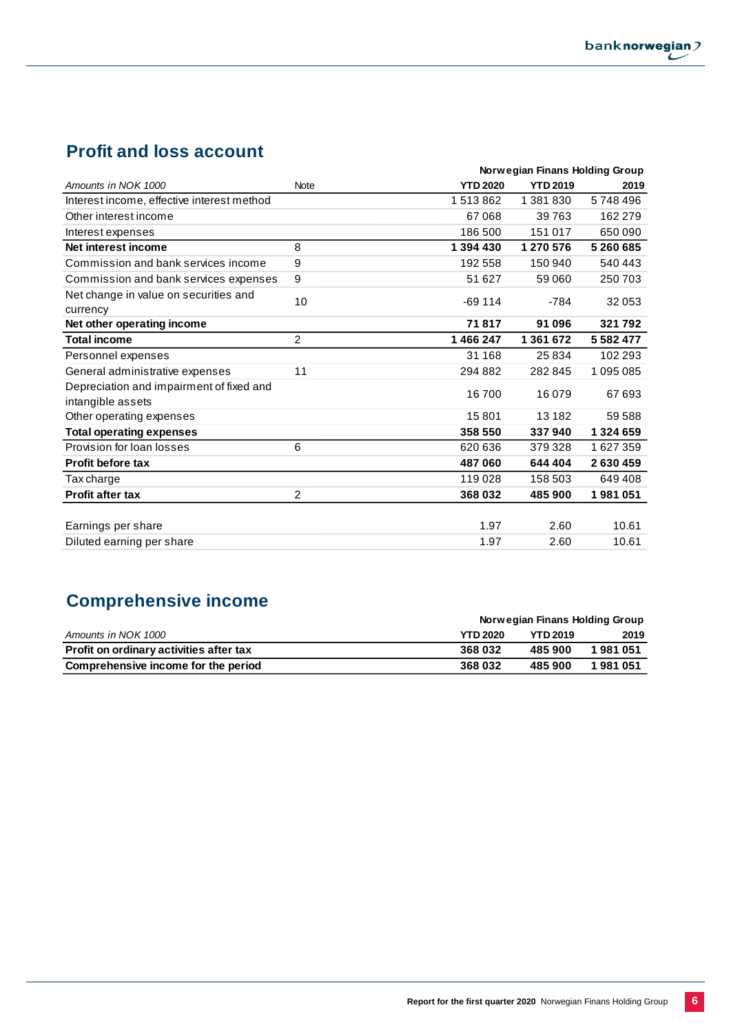## Profit and loss account

| Amounts in NOK 1000 | Note | Norwegian Finans Holding Group YTD 2020 | YTD 2019 | 2019 |
|---|---|---|---|---|
| Interest income, effective interest method | | 1 513 862 | 1 381 830 | 5 748 496 |
| Other interest income | | 67 068 | 39 763 | 162 279 |
| Interest expenses | | 186 500 | 151 017 | 650 090 |
| **Net interest income** | 8 | **1 394 430** | **1 270 576** | **5 260 685** |
| Commission and bank services income | 9 | 192 558 | 150 940 | 540 443 |
| Commission and bank services expenses | 9 | 51 627 | 59 060 | 250 703 |
| Net change in value on securities and currency | 10 | -69 114 | -784 | 32 053 |
| **Net other operating income** | | **71 817** | **91 096** | **321 792** |
| **Total income** | 2 | **1 466 247** | **1 361 672** | **5 582 477** |
| Personnel expenses | | 31 168 | 25 834 | 102 293 |
| General administrative expenses | 11 | 294 882 | 282 845 | 1 095 085 |
| Depreciation and impairment of fixed and intangible assets | | 16 700 | 16 079 | 67 693 |
| Other operating expenses | | 15 801 | 13 182 | 59 588 |
| **Total operating expenses** | | **358 550** | **337 940** | **1 324 659** |
| Provision for loan losses | 6 | 620 636 | 379 328 | 1 627 359 |
| **Profit before tax** | | **487 060** | **644 404** | **2 630 459** |
| Tax charge | | 119 028 | 158 503 | 649 408 |
| **Profit after tax** | 2 | **368 032** | **485 900** | **1 981 051** |
| | | | | |
| Earnings per share | | 1.97 | 2.60 | 10.61 |
| Diluted earning per share | | 1.97 | 2.60 | 10.61 |

## Comprehensive income

| Amounts in NOK 1000 | Norwegian Finans Holding Group YTD 2020 | YTD 2019 | 2019 |
|---|---|---|---|
| **Profit on ordinary activities after tax** | **368 032** | **485 900** | **1 981 051** |
| **Comprehensive income for the period** | **368 032** | **485 900** | **1 981 051** |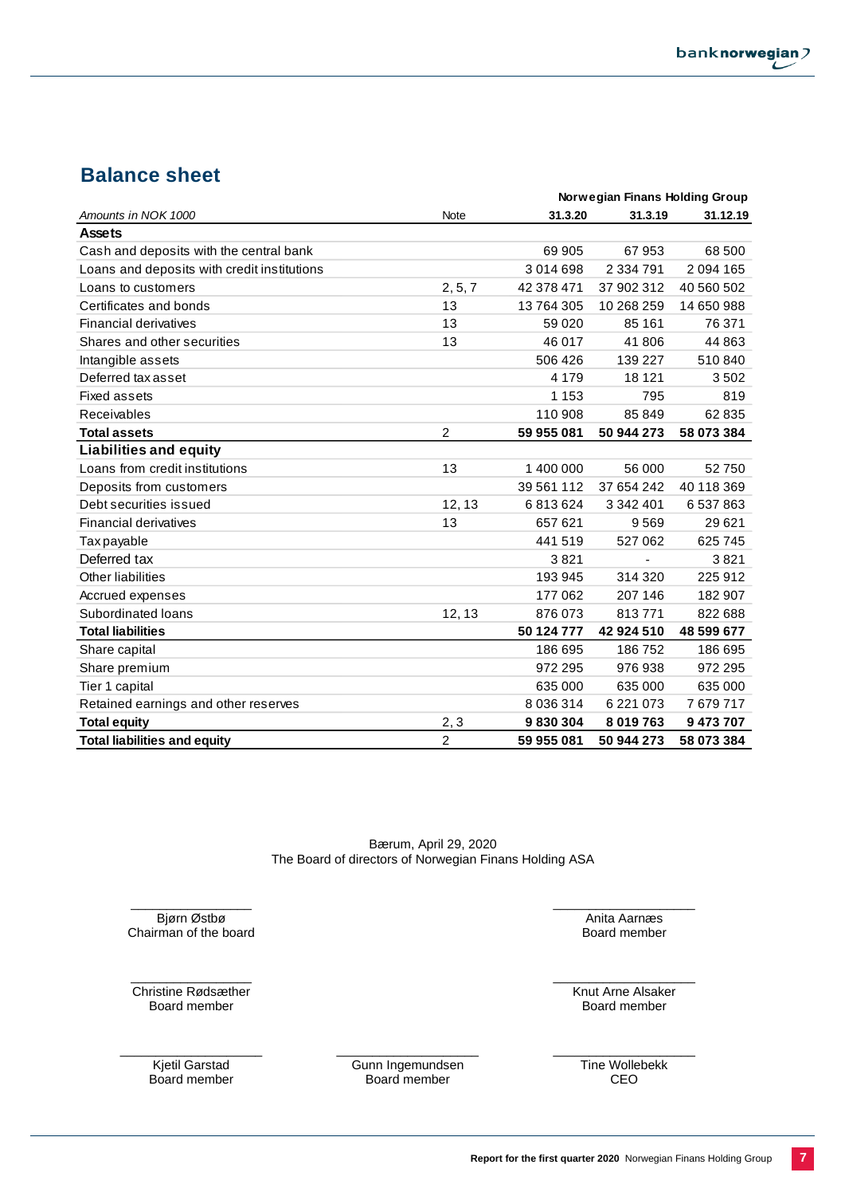## Balance sheet

| | | Norwegian Finans Holding Group | | |
|---|---|---|---|---|
| *Amounts in NOK 1000* | Note | 31.3.20 | 31.3.19 | 31.12.19 |
| **Assets** | | | | |
| Cash and deposits with the central bank | | 69 905 | 67 953 | 68 500 |
| Loans and deposits with credit institutions | | 3 014 698 | 2 334 791 | 2 094 165 |
| Loans to customers | 2, 5, 7 | 42 378 471 | 37 902 312 | 40 560 502 |
| Certificates and bonds | 13 | 13 764 305 | 10 268 259 | 14 650 988 |
| Financial derivatives | 13 | 59 020 | 85 161 | 76 371 |
| Shares and other securities | 13 | 46 017 | 41 806 | 44 863 |
| Intangible assets | | 506 426 | 139 227 | 510 840 |
| Deferred tax asset | | 4 179 | 18 121 | 3 502 |
| Fixed assets | | 1 153 | 795 | 819 |
| Receivables | | 110 908 | 85 849 | 62 835 |
| **Total assets** | 2 | **59 955 081** | **50 944 273** | **58 073 384** |
| **Liabilities and equity** | | | | |
| Loans from credit institutions | 13 | 1 400 000 | 56 000 | 52 750 |
| Deposits from customers | | 39 561 112 | 37 654 242 | 40 118 369 |
| Debt securities issued | 12, 13 | 6 813 624 | 3 342 401 | 6 537 863 |
| Financial derivatives | 13 | 657 621 | 9 569 | 29 621 |
| Tax payable | | 441 519 | 527 062 | 625 745 |
| Deferred tax | | 3 821 | - | 3 821 |
| Other liabilities | | 193 945 | 314 320 | 225 912 |
| Accrued expenses | | 177 062 | 207 146 | 182 907 |
| Subordinated loans | 12, 13 | 876 073 | 813 771 | 822 688 |
| **Total liabilities** | | **50 124 777** | **42 924 510** | **48 599 677** |
| Share capital | | 186 695 | 186 752 | 186 695 |
| Share premium | | 972 295 | 976 938 | 972 295 |
| Tier 1 capital | | 635 000 | 635 000 | 635 000 |
| Retained earnings and other reserves | | 8 036 314 | 6 221 073 | 7 679 717 |
| **Total equity** | 2, 3 | **9 830 304** | **8 019 763** | **9 473 707** |
| **Total liabilities and equity** | 2 | **59 955 081** | **50 944 273** | **58 073 384** |

Bærum, April 29, 2020
The Board of directors of Norwegian Finans Holding ASA

Bjørn Østbø
Chairman of the board

Anita Aarnæs
Board member

Christine Rødsæther
Board member

Knut Arne Alsaker
Board member

Kjetil Garstad
Board member

Gunn Ingemundsen
Board member

Tine Wollebekk
CEO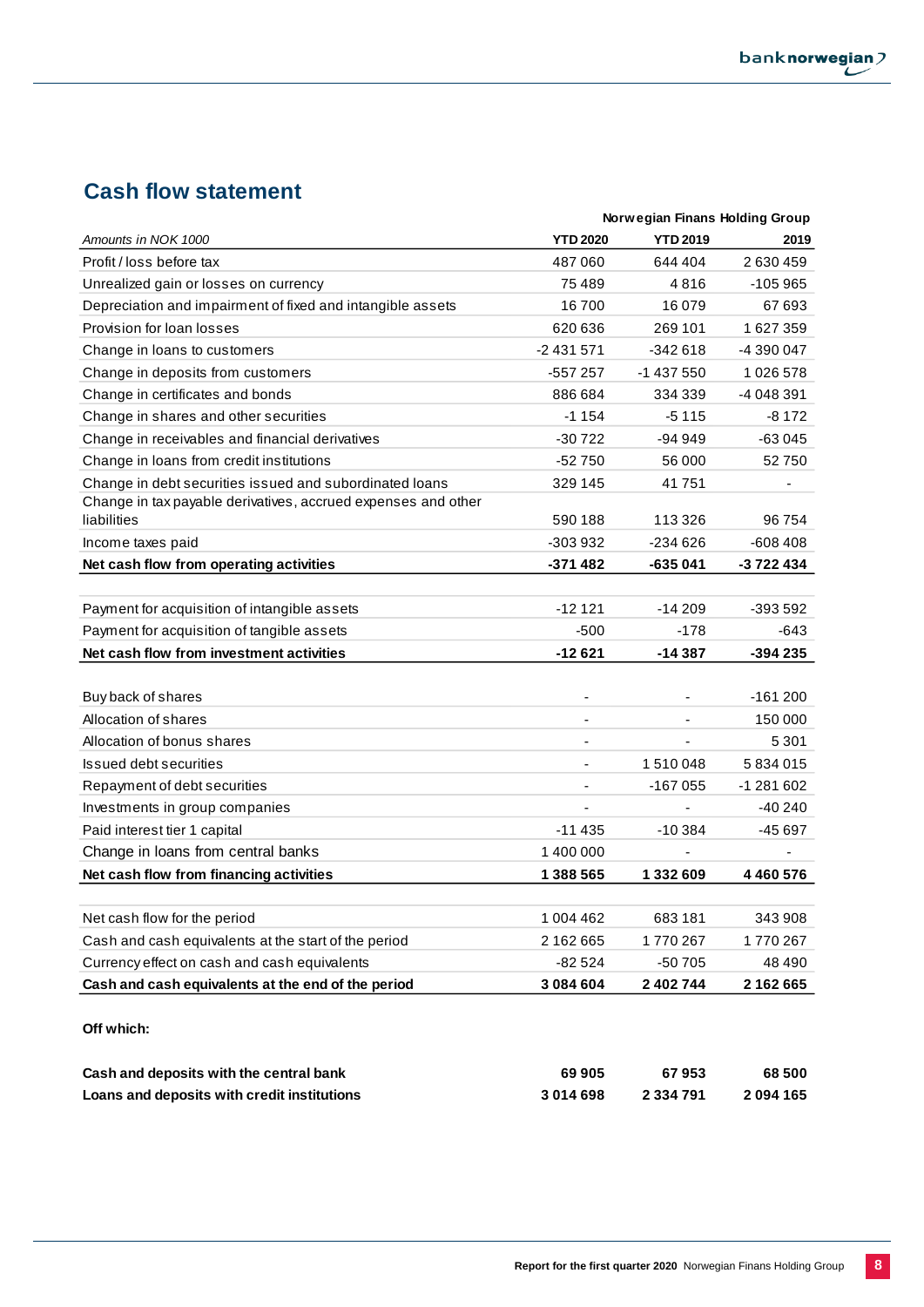## Cash flow statement

| | Norwegian Finans Holding Group | | |
|---|---|---|---|
| *Amounts in NOK 1000* | **YTD 2020** | **YTD 2019** | **2019** |
| Profit / loss before tax | 487 060 | 644 404 | 2 630 459 |
| Unrealized gain or losses on currency | 75 489 | 4 816 | -105 965 |
| Depreciation and impairment of fixed and intangible assets | 16 700 | 16 079 | 67 693 |
| Provision for loan losses | 620 636 | 269 101 | 1 627 359 |
| Change in loans to customers | -2 431 571 | -342 618 | -4 390 047 |
| Change in deposits from customers | -557 257 | -1 437 550 | 1 026 578 |
| Change in certificates and bonds | 886 684 | 334 339 | -4 048 391 |
| Change in shares and other securities | -1 154 | -5 115 | -8 172 |
| Change in receivables and financial derivatives | -30 722 | -94 949 | -63 045 |
| Change in loans from credit institutions | -52 750 | 56 000 | 52 750 |
| Change in debt securities issued and subordinated loans | 329 145 | 41 751 | - |
| Change in tax payable derivatives, accrued expenses and other liabilities | 590 188 | 113 326 | 96 754 |
| Income taxes paid | -303 932 | -234 626 | -608 408 |
| **Net cash flow from operating activities** | **-371 482** | **-635 041** | **-3 722 434** |
| | | | |
| Payment for acquisition of intangible assets | -12 121 | -14 209 | -393 592 |
| Payment for acquisition of tangible assets | -500 | -178 | -643 |
| **Net cash flow from investment activities** | **-12 621** | **-14 387** | **-394 235** |
| | | | |
| Buy back of shares | - | - | -161 200 |
| Allocation of shares | - | - | 150 000 |
| Allocation of bonus shares | - | - | 5 301 |
| Issued debt securities | - | 1 510 048 | 5 834 015 |
| Repayment of debt securities | - | -167 055 | -1 281 602 |
| Investments in group companies | - | - | -40 240 |
| Paid interest tier 1 capital | -11 435 | -10 384 | -45 697 |
| Change in loans from central banks | 1 400 000 | - | - |
| **Net cash flow from financing activities** | **1 388 565** | **1 332 609** | **4 460 576** |
| | | | |
| Net cash flow for the period | 1 004 462 | 683 181 | 343 908 |
| Cash and cash equivalents at the start of the period | 2 162 665 | 1 770 267 | 1 770 267 |
| Currency effect on cash and cash equivalents | -82 524 | -50 705 | 48 490 |
| **Cash and cash equivalents at the end of the period** | **3 084 604** | **2 402 744** | **2 162 665** |

**Off which:**

| | | | |
|---|---|---|---|
| **Cash and deposits with the central bank** | **69 905** | **67 953** | **68 500** |
| **Loans and deposits with credit institutions** | **3 014 698** | **2 334 791** | **2 094 165** |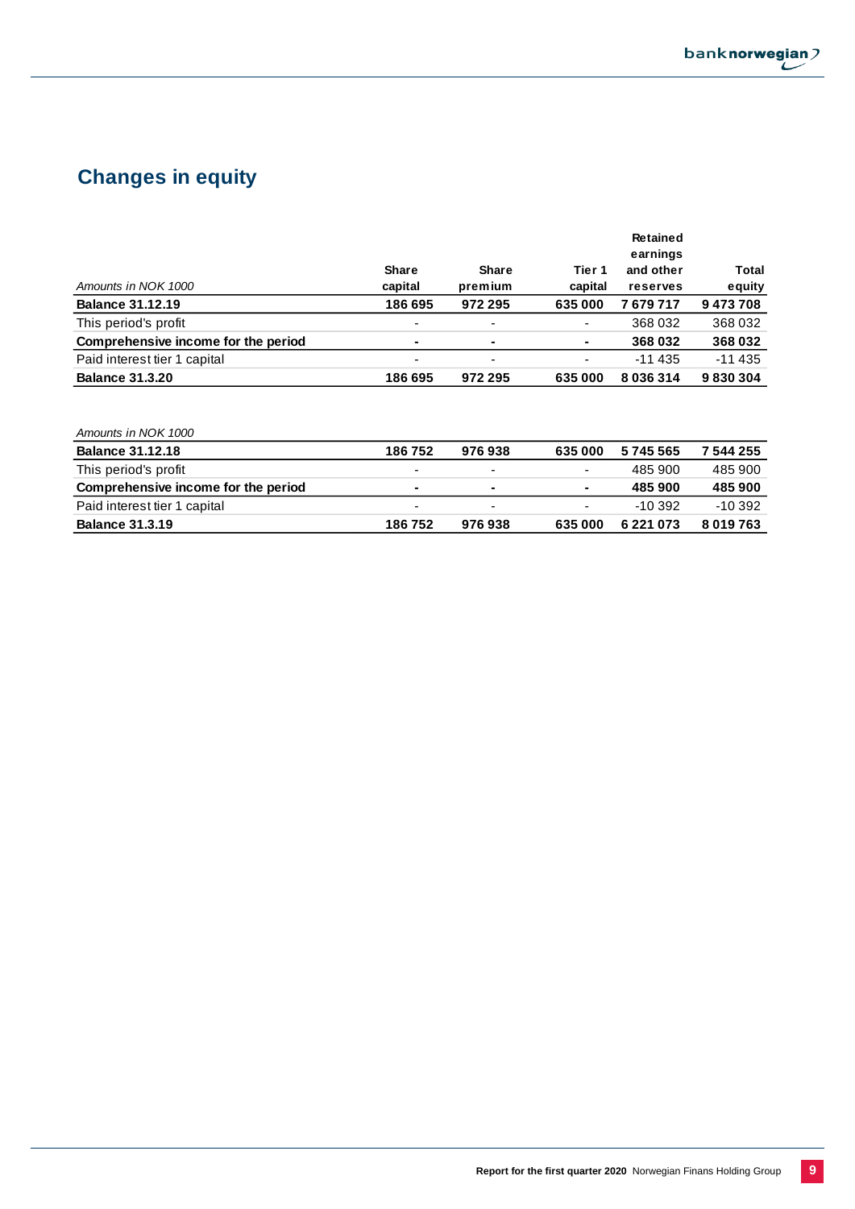## Changes in equity

| *Amounts in NOK 1000* | Share capital | Share premium | Tier 1 capital | Retained earnings and other reserves | Total equity |
|---|---|---|---|---|---|
| **Balance 31.12.19** | **186 695** | **972 295** | **635 000** | **7 679 717** | **9 473 708** |
| This period's profit | - | - | - | 368 032 | 368 032 |
| **Comprehensive income for the period** | **-** | **-** | **-** | **368 032** | **368 032** |
| Paid interest tier 1 capital | - | - | - | -11 435 | -11 435 |
| **Balance 31.3.20** | **186 695** | **972 295** | **635 000** | **8 036 314** | **9 830 304** |

| *Amounts in NOK 1000* | | | | | |
|---|---|---|---|---|---|
| **Balance 31.12.18** | **186 752** | **976 938** | **635 000** | **5 745 565** | **7 544 255** |
| This period's profit | - | - | - | 485 900 | 485 900 |
| **Comprehensive income for the period** | **-** | **-** | **-** | **485 900** | **485 900** |
| Paid interest tier 1 capital | - | - | - | -10 392 | -10 392 |
| **Balance 31.3.19** | **186 752** | **976 938** | **635 000** | **6 221 073** | **8 019 763** |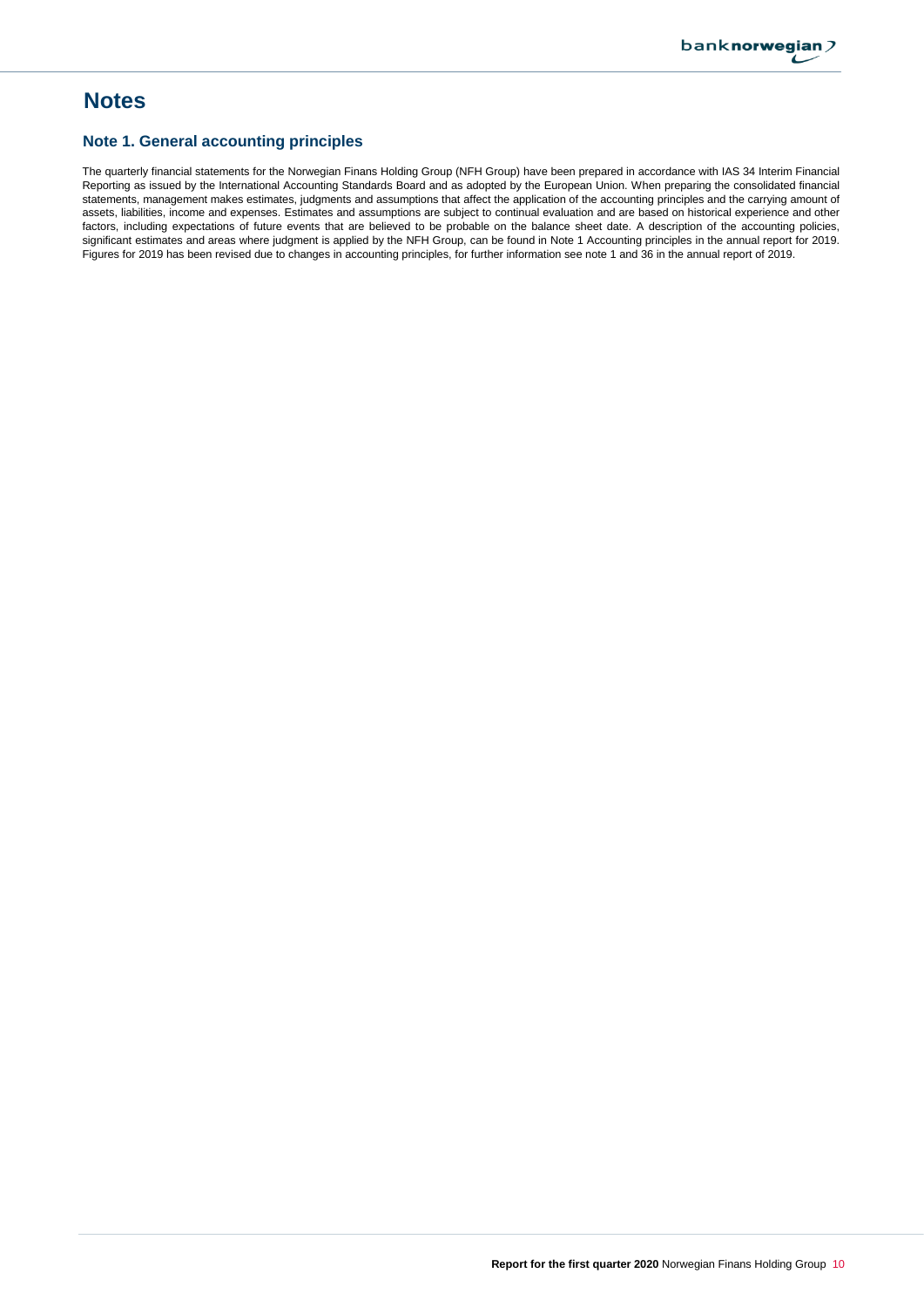# Notes

## Note 1. General accounting principles

The quarterly financial statements for the Norwegian Finans Holding Group (NFH Group) have been prepared in accordance with IAS 34 Interim Financial Reporting as issued by the International Accounting Standards Board and as adopted by the European Union. When preparing the consolidated financial statements, management makes estimates, judgments and assumptions that affect the application of the accounting principles and the carrying amount of assets, liabilities, income and expenses. Estimates and assumptions are subject to continual evaluation and are based on historical experience and other factors, including expectations of future events that are believed to be probable on the balance sheet date. A description of the accounting policies, significant estimates and areas where judgment is applied by the NFH Group, can be found in Note 1 Accounting principles in the annual report for 2019. Figures for 2019 has been revised due to changes in accounting principles, for further information see note 1 and 36 in the annual report of 2019.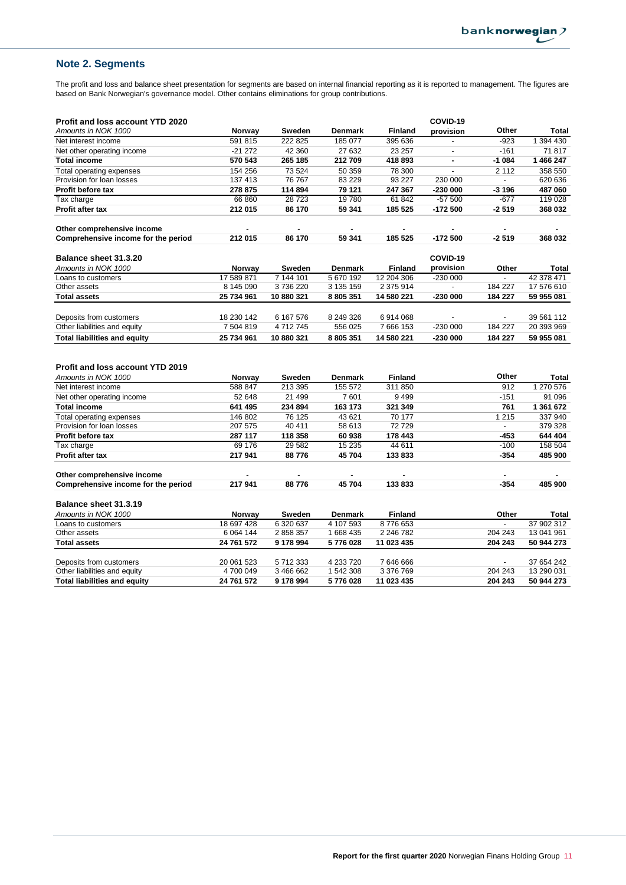## Note 2. Segments

The profit and loss and balance sheet presentation for segments are based on internal financial reporting as it is reported to management. The figures are based on Bank Norwegian's governance model. Other contains eliminations for group contributions.

**Profit and loss account YTD 2020**

| *Amounts in NOK 1000* | Norway | Sweden | Denmark | Finland | COVID-19 provision | Other | Total |
|---|---|---|---|---|---|---|---|
| Net interest income | 591 815 | 222 825 | 185 077 | 395 636 | - | -923 | 1 394 430 |
| Net other operating income | -21 272 | 42 360 | 27 632 | 23 257 | - | -161 | 71 817 |
| **Total income** | **570 543** | **265 185** | **212 709** | **418 893** | **-** | **-1 084** | **1 466 247** |
| Total operating expenses | 154 256 | 73 524 | 50 359 | 78 300 | - | 2 112 | 358 550 |
| Provision for loan losses | 137 413 | 76 767 | 83 229 | 93 227 | 230 000 | - | 620 636 |
| **Profit before tax** | **278 875** | **114 894** | **79 121** | **247 367** | **-230 000** | **-3 196** | **487 060** |
| Tax charge | 66 860 | 28 723 | 19 780 | 61 842 | -57 500 | -677 | 119 028 |
| **Profit after tax** | **212 015** | **86 170** | **59 341** | **185 525** | **-172 500** | **-2 519** | **368 032** |
| | | | | | | | |
| **Other comprehensive income** | **-** | **-** | **-** | **-** | **-** | **-** | **-** |
| **Comprehensive income for the period** | **212 015** | **86 170** | **59 341** | **185 525** | **-172 500** | **-2 519** | **368 032** |

**Balance sheet 31.3.20**

| *Amounts in NOK 1000* | Norway | Sweden | Denmark | Finland | COVID-19 provision | Other | Total |
|---|---|---|---|---|---|---|---|
| Loans to customers | 17 589 871 | 7 144 101 | 5 670 192 | 12 204 306 | -230 000 | - | 42 378 471 |
| Other assets | 8 145 090 | 3 736 220 | 3 135 159 | 2 375 914 | - | 184 227 | 17 576 610 |
| **Total assets** | **25 734 961** | **10 880 321** | **8 805 351** | **14 580 221** | **-230 000** | **184 227** | **59 955 081** |
| | | | | | | | |
| Deposits from customers | 18 230 142 | 6 167 576 | 8 249 326 | 6 914 068 | - | - | 39 561 112 |
| Other liabilities and equity | 7 504 819 | 4 712 745 | 556 025 | 7 666 153 | -230 000 | 184 227 | 20 393 969 |
| **Total liabilities and equity** | **25 734 961** | **10 880 321** | **8 805 351** | **14 580 221** | **-230 000** | **184 227** | **59 955 081** |

**Profit and loss account YTD 2019**

| *Amounts in NOK 1000* | Norway | Sweden | Denmark | Finland | Other | Total |
|---|---|---|---|---|---|---|
| Net interest income | 588 847 | 213 395 | 155 572 | 311 850 | 912 | 1 270 576 |
| Net other operating income | 52 648 | 21 499 | 7 601 | 9 499 | -151 | 91 096 |
| **Total income** | **641 495** | **234 894** | **163 173** | **321 349** | **761** | **1 361 672** |
| Total operating expenses | 146 802 | 76 125 | 43 621 | 70 177 | 1 215 | 337 940 |
| Provision for loan losses | 207 575 | 40 411 | 58 613 | 72 729 | - | 379 328 |
| **Profit before tax** | **287 117** | **118 358** | **60 938** | **178 443** | **-453** | **644 404** |
| Tax charge | 69 176 | 29 582 | 15 235 | 44 611 | -100 | 158 504 |
| **Profit after tax** | **217 941** | **88 776** | **45 704** | **133 833** | **-354** | **485 900** |
| | | | | | | |
| **Other comprehensive income** | **-** | **-** | **-** | **-** | **-** | **-** |
| **Comprehensive income for the period** | **217 941** | **88 776** | **45 704** | **133 833** | **-354** | **485 900** |

**Balance sheet 31.3.19**

| *Amounts in NOK 1000* | Norway | Sweden | Denmark | Finland | Other | Total |
|---|---|---|---|---|---|---|
| Loans to customers | 18 697 428 | 6 320 637 | 4 107 593 | 8 776 653 | - | 37 902 312 |
| Other assets | 6 064 144 | 2 858 357 | 1 668 435 | 2 246 782 | 204 243 | 13 041 961 |
| **Total assets** | **24 761 572** | **9 178 994** | **5 776 028** | **11 023 435** | **204 243** | **50 944 273** |
| | | | | | | |
| Deposits from customers | 20 061 523 | 5 712 333 | 4 233 720 | 7 646 666 | - | 37 654 242 |
| Other liabilities and equity | 4 700 049 | 3 466 662 | 1 542 308 | 3 376 769 | 204 243 | 13 290 031 |
| **Total liabilities and equity** | **24 761 572** | **9 178 994** | **5 776 028** | **11 023 435** | **204 243** | **50 944 273** |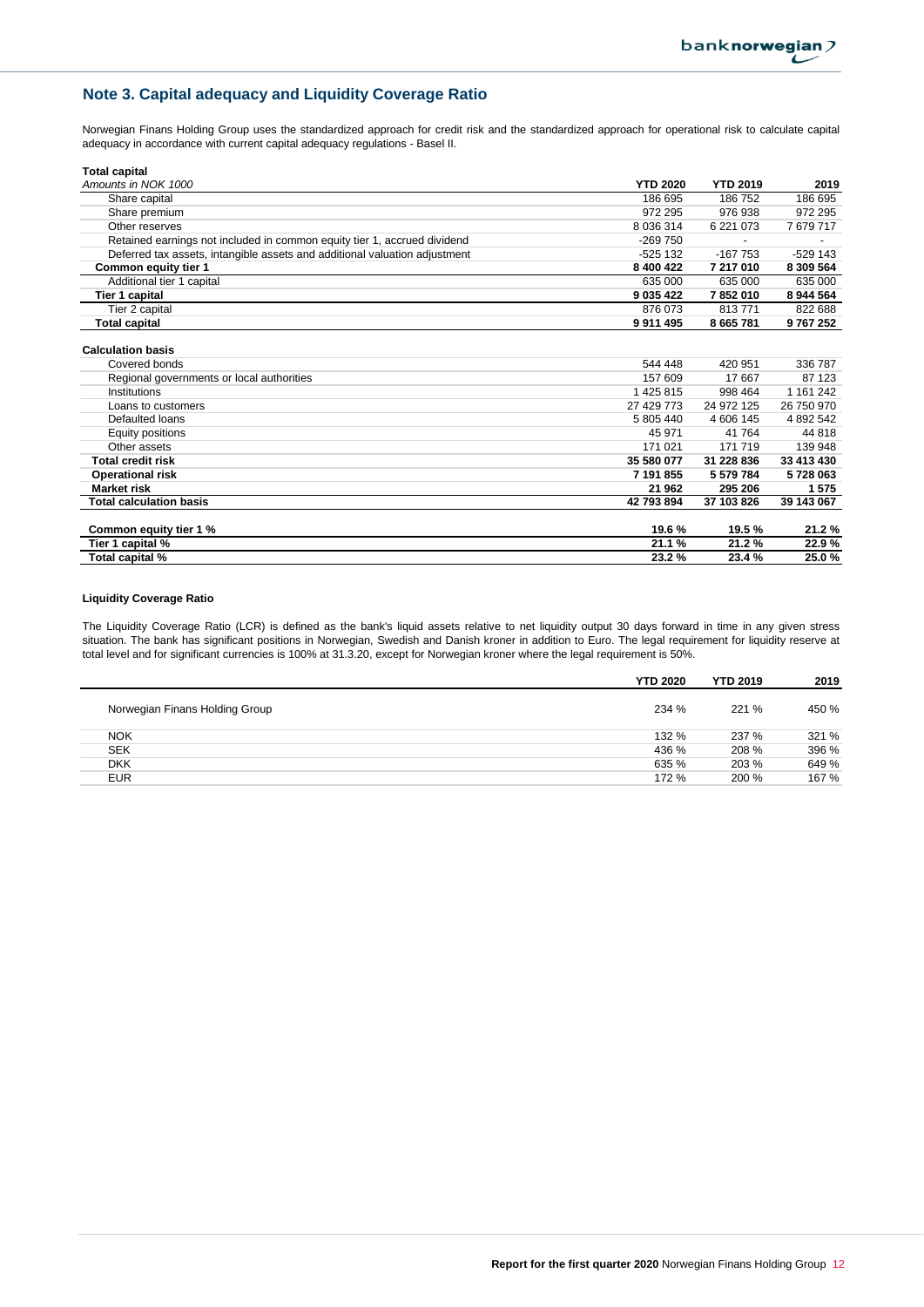## Note 3. Capital adequacy and Liquidity Coverage Ratio

Norwegian Finans Holding Group uses the standardized approach for credit risk and the standardized approach for operational risk to calculate capital adequacy in accordance with current capital adequacy regulations - Basel II.

**Total capital**

| *Amounts in NOK 1000* | **YTD 2020** | **YTD 2019** | **2019** |
|---|---|---|---|
| Share capital | 186 695 | 186 752 | 186 695 |
| Share premium | 972 295 | 976 938 | 972 295 |
| Other reserves | 8 036 314 | 6 221 073 | 7 679 717 |
| Retained earnings not included in common equity tier 1, accrued dividend | -269 750 | - | - |
| Deferred tax assets, intangible assets and additional valuation adjustment | -525 132 | -167 753 | -529 143 |
| **Common equity tier 1** | **8 400 422** | **7 217 010** | **8 309 564** |
| Additional tier 1 capital | 635 000 | 635 000 | 635 000 |
| **Tier 1 capital** | **9 035 422** | **7 852 010** | **8 944 564** |
| Tier 2 capital | 876 073 | 813 771 | 822 688 |
| **Total capital** | **9 911 495** | **8 665 781** | **9 767 252** |
| | | | |
| **Calculation basis** | | | |
| Covered bonds | 544 448 | 420 951 | 336 787 |
| Regional governments or local authorities | 157 609 | 17 667 | 87 123 |
| Institutions | 1 425 815 | 998 464 | 1 161 242 |
| Loans to customers | 27 429 773 | 24 972 125 | 26 750 970 |
| Defaulted loans | 5 805 440 | 4 606 145 | 4 892 542 |
| Equity positions | 45 971 | 41 764 | 44 818 |
| Other assets | 171 021 | 171 719 | 139 948 |
| **Total credit risk** | **35 580 077** | **31 228 836** | **33 413 430** |
| **Operational risk** | **7 191 855** | **5 579 784** | **5 728 063** |
| **Market risk** | **21 962** | **295 206** | **1 575** |
| **Total calculation basis** | **42 793 894** | **37 103 826** | **39 143 067** |
| | | | |
| **Common equity tier 1 %** | **19.6 %** | **19.5 %** | **21.2 %** |
| **Tier 1 capital %** | **21.1 %** | **21.2 %** | **22.9 %** |
| **Total capital %** | **23.2 %** | **23.4 %** | **25.0 %** |

**Liquidity Coverage Ratio**

The Liquidity Coverage Ratio (LCR) is defined as the bank's liquid assets relative to net liquidity output 30 days forward in time in any given stress situation. The bank has significant positions in Norwegian, Swedish and Danish kroner in addition to Euro. The legal requirement for liquidity reserve at total level and for significant currencies is 100% at 31.3.20, except for Norwegian kroner where the legal requirement is 50%.

| | **YTD 2020** | **YTD 2019** | **2019** |
|---|---|---|---|
| Norwegian Finans Holding Group | 234 % | 221 % | 450 % |
| NOK | 132 % | 237 % | 321 % |
| SEK | 436 % | 208 % | 396 % |
| DKK | 635 % | 203 % | 649 % |
| EUR | 172 % | 200 % | 167 % |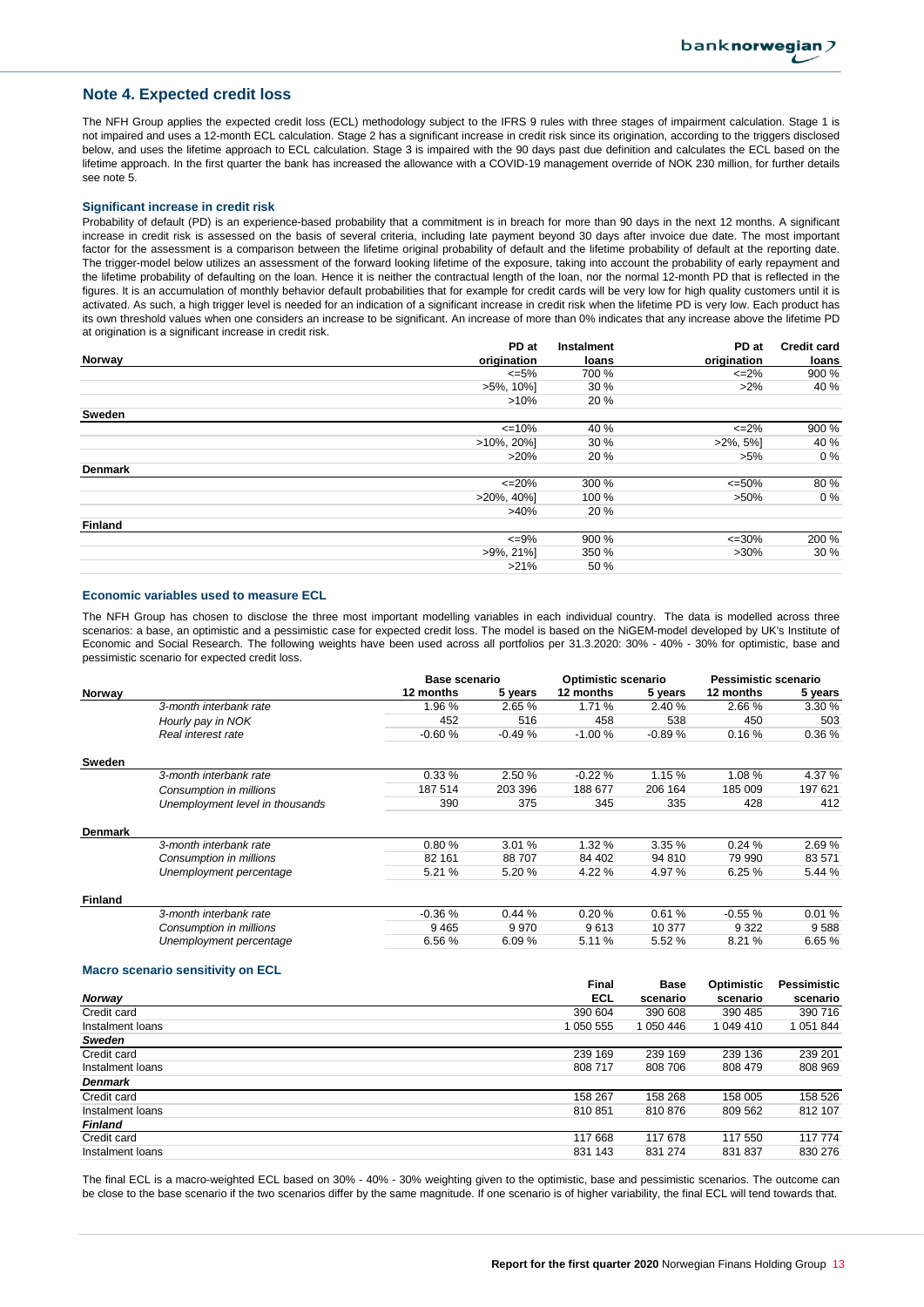## Note 4. Expected credit loss

The NFH Group applies the expected credit loss (ECL) methodology subject to the IFRS 9 rules with three stages of impairment calculation. Stage 1 is not impaired and uses a 12-month ECL calculation. Stage 2 has a significant increase in credit risk since its origination, according to the triggers disclosed below, and uses the lifetime approach to ECL calculation. Stage 3 is impaired with the 90 days past due definition and calculates the ECL based on the lifetime approach. In the first quarter the bank has increased the allowance with a COVID-19 management override of NOK 230 million, for further details see note 5.

### Significant increase in credit risk

Probability of default (PD) is an experience-based probability that a commitment is in breach for more than 90 days in the next 12 months. A significant increase in credit risk is assessed on the basis of several criteria, including late payment beyond 30 days after invoice due date. The most important factor for the assessment is a comparison between the lifetime original probability of default and the lifetime probability of default at the reporting date. The trigger-model below utilizes an assessment of the forward looking lifetime of the exposure, taking into account the probability of early repayment and the lifetime probability of defaulting on the loan. Hence it is neither the contractual length of the loan, nor the normal 12-month PD that is reflected in the figures. It is an accumulation of monthly behavior default probabilities that for example for credit cards will be very low for high quality customers until it is activated. As such, a high trigger level is needed for an indication of a significant increase in credit risk when the lifetime PD is very low. Each product has its own threshold values when one considers an increase to be significant. An increase of more than 0% indicates that any increase above the lifetime PD at origination is a significant increase in credit risk.

| | PD at origination | Instalment loans | PD at origination | Credit card loans |
|---|---|---|---|---|
| **Norway** | | | | |
| | <=5% | 700 % | <=2% | 900 % |
| | >5%, 10%] | 30 % | >2% | 40 % |
| | >10% | 20 % | | |
| **Sweden** | | | | |
| | <=10% | 40 % | <=2% | 900 % |
| | >10%, 20%] | 30 % | >2%, 5%] | 40 % |
| | >20% | 20 % | >5% | 0 % |
| **Denmark** | | | | |
| | <=20% | 300 % | <=50% | 80 % |
| | >20%, 40%] | 100 % | >50% | 0 % |
| | >40% | 20 % | | |
| **Finland** | | | | |
| | <=9% | 900 % | <=30% | 200 % |
| | >9%, 21%] | 350 % | >30% | 30 % |
| | >21% | 50 % | | |

### Economic variables used to measure ECL

The NFH Group has chosen to disclose the three most important modelling variables in each individual country. The data is modelled across three scenarios: a base, an optimistic and a pessimistic case for expected credit loss. The model is based on the NiGEM-model developed by UK's Institute of Economic and Social Research. The following weights have been used across all portfolios per 31.3.2020: 30% - 40% - 30% for optimistic, base and pessimistic scenario for expected credit loss.

| | Base scenario | | Optimistic scenario | | Pessimistic scenario | |
|---|---|---|---|---|---|---|
| | 12 months | 5 years | 12 months | 5 years | 12 months | 5 years |
| **Norway** | | | | | | |
| *3-month interbank rate* | 1.96 % | 2.65 % | 1.71 % | 2.40 % | 2.66 % | 3.30 % |
| *Hourly pay in NOK* | 452 | 516 | 458 | 538 | 450 | 503 |
| *Real interest rate* | -0.60 % | -0.49 % | -1.00 % | -0.89 % | 0.16 % | 0.36 % |
| **Sweden** | | | | | | |
| *3-month interbank rate* | 0.33 % | 2.50 % | -0.22 % | 1.15 % | 1.08 % | 4.37 % |
| *Consumption in millions* | 187 514 | 203 396 | 188 677 | 206 164 | 185 009 | 197 621 |
| *Unemployment level in thousands* | 390 | 375 | 345 | 335 | 428 | 412 |
| **Denmark** | | | | | | |
| *3-month interbank rate* | 0.80 % | 3.01 % | 1.32 % | 3.35 % | 0.24 % | 2.69 % |
| *Consumption in millions* | 82 161 | 88 707 | 84 402 | 94 810 | 79 990 | 83 571 |
| *Unemployment percentage* | 5.21 % | 5.20 % | 4.22 % | 4.97 % | 6.25 % | 5.44 % |
| **Finland** | | | | | | |
| *3-month interbank rate* | -0.36 % | 0.44 % | 0.20 % | 0.61 % | -0.55 % | 0.01 % |
| *Consumption in millions* | 9 465 | 9 970 | 9 613 | 10 377 | 9 322 | 9 588 |
| *Unemployment percentage* | 6.56 % | 6.09 % | 5.11 % | 5.52 % | 8.21 % | 6.65 % |

### Macro scenario sensitivity on ECL

| | Final ECL | Base scenario | Optimistic scenario | Pessimistic scenario |
|---|---|---|---|---|
| ***Norway*** | | | | |
| Credit card | 390 604 | 390 608 | 390 485 | 390 716 |
| Instalment loans | 1 050 555 | 1 050 446 | 1 049 410 | 1 051 844 |
| ***Sweden*** | | | | |
| Credit card | 239 169 | 239 169 | 239 136 | 239 201 |
| Instalment loans | 808 717 | 808 706 | 808 479 | 808 969 |
| ***Denmark*** | | | | |
| Credit card | 158 267 | 158 268 | 158 005 | 158 526 |
| Instalment loans | 810 851 | 810 876 | 809 562 | 812 107 |
| ***Finland*** | | | | |
| Credit card | 117 668 | 117 678 | 117 550 | 117 774 |
| Instalment loans | 831 143 | 831 274 | 831 837 | 830 276 |

The final ECL is a macro-weighted ECL based on 30% - 40% - 30% weighting given to the optimistic, base and pessimistic scenarios. The outcome can be close to the base scenario if the two scenarios differ by the same magnitude. If one scenario is of higher variability, the final ECL will tend towards that.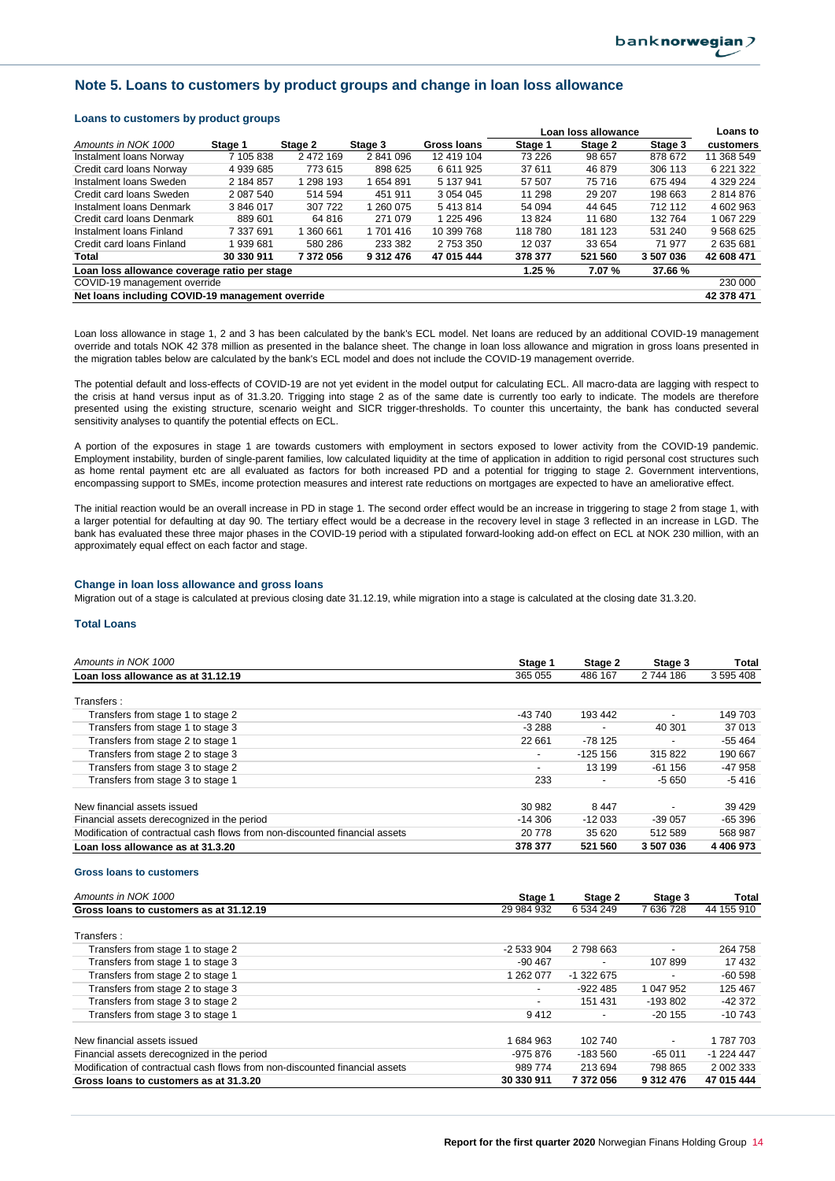## Note 5. Loans to customers by product groups and change in loan loss allowance

### Loans to customers by product groups

| | | | | | Loan loss allowance | | | Loans to |
|---|---|---|---|---|---|---|---|---|
| *Amounts in NOK 1000* | Stage 1 | Stage 2 | Stage 3 | Gross loans | Stage 1 | Stage 2 | Stage 3 | customers |
| Instalment loans Norway | 7 105 838 | 2 472 169 | 2 841 096 | 12 419 104 | 73 226 | 98 657 | 878 672 | 11 368 549 |
| Credit card loans Norway | 4 939 685 | 773 615 | 898 625 | 6 611 925 | 37 611 | 46 879 | 306 113 | 6 221 322 |
| Instalment loans Sweden | 2 184 857 | 1 298 193 | 1 654 891 | 5 137 941 | 57 507 | 75 716 | 675 494 | 4 329 224 |
| Credit card loans Sweden | 2 087 540 | 514 594 | 451 911 | 3 054 045 | 11 298 | 29 207 | 198 663 | 2 814 876 |
| Instalment loans Denmark | 3 846 017 | 307 722 | 1 260 075 | 5 413 814 | 54 094 | 44 645 | 712 112 | 4 602 963 |
| Credit card loans Denmark | 889 601 | 64 816 | 271 079 | 1 225 496 | 13 824 | 11 680 | 132 764 | 1 067 229 |
| Instalment loans Finland | 7 337 691 | 1 360 661 | 1 701 416 | 10 399 768 | 118 780 | 181 123 | 531 240 | 9 568 625 |
| Credit card loans Finland | 1 939 681 | 580 286 | 233 382 | 2 753 350 | 12 037 | 33 654 | 71 977 | 2 635 681 |
| **Total** | **30 330 911** | **7 372 056** | **9 312 476** | **47 015 444** | **378 377** | **521 560** | **3 507 036** | **42 608 471** |
| **Loan loss allowance coverage ratio per stage** | | | | | **1.25 %** | **7.07 %** | **37.66 %** | |
| COVID-19 management override | | | | | | | | 230 000 |
| **Net loans including COVID-19 management override** | | | | | | | | **42 378 471** |

Loan loss allowance in stage 1, 2 and 3 has been calculated by the bank's ECL model. Net loans are reduced by an additional COVID-19 management override and totals NOK 42 378 million as presented in the balance sheet. The change in loan loss allowance and migration in gross loans presented in the migration tables below are calculated by the bank's ECL model and does not include the COVID-19 management override.

The potential default and loss-effects of COVID-19 are not yet evident in the model output for calculating ECL. All macro-data are lagging with respect to the crisis at hand versus input as of 31.3.20. Trigging into stage 2 as of the same date is currently too early to indicate. The models are therefore presented using the existing structure, scenario weight and SICR trigger-thresholds. To counter this uncertainty, the bank has conducted several sensitivity analyses to quantify the potential effects on ECL.

A portion of the exposures in stage 1 are towards customers with employment in sectors exposed to lower activity from the COVID-19 pandemic. Employment instability, burden of single-parent families, low calculated liquidity at the time of application in addition to rigid personal cost structures such as home rental payment etc are all evaluated as factors for both increased PD and a potential for trigging to stage 2. Government interventions, encompassing support to SMEs, income protection measures and interest rate reductions on mortgages are expected to have an ameliorative effect.

The initial reaction would be an overall increase in PD in stage 1. The second order effect would be an increase in triggering to stage 2 from stage 1, with a larger potential for defaulting at day 90. The tertiary effect would be a decrease in the recovery level in stage 3 reflected in an increase in LGD. The bank has evaluated these three major phases in the COVID-19 period with a stipulated forward-looking add-on effect on ECL at NOK 230 million, with an approximately equal effect on each factor and stage.

### Change in loan loss allowance and gross loans

Migration out of a stage is calculated at previous closing date 31.12.19, while migration into a stage is calculated at the closing date 31.3.20.

### Total Loans

| *Amounts in NOK 1000* | Stage 1 | Stage 2 | Stage 3 | Total |
|---|---|---|---|---|
| **Loan loss allowance as at 31.12.19** | 365 055 | 486 167 | 2 744 186 | 3 595 408 |
| Transfers : | | | | |
| Transfers from stage 1 to stage 2 | -43 740 | 193 442 | - | 149 703 |
| Transfers from stage 1 to stage 3 | -3 288 | - | 40 301 | 37 013 |
| Transfers from stage 2 to stage 1 | 22 661 | -78 125 | - | -55 464 |
| Transfers from stage 2 to stage 3 | - | -125 156 | 315 822 | 190 667 |
| Transfers from stage 3 to stage 2 | - | 13 199 | -61 156 | -47 958 |
| Transfers from stage 3 to stage 1 | 233 | - | -5 650 | -5 416 |
| New financial assets issued | 30 982 | 8 447 | - | 39 429 |
| Financial assets derecognized in the period | -14 306 | -12 033 | -39 057 | -65 396 |
| Modification of contractual cash flows from non-discounted financial assets | 20 778 | 35 620 | 512 589 | 568 987 |
| **Loan loss allowance as at 31.3.20** | **378 377** | **521 560** | **3 507 036** | **4 406 973** |

#### Gross loans to customers

| *Amounts in NOK 1000* | Stage 1 | Stage 2 | Stage 3 | Total |
|---|---|---|---|---|
| **Gross loans to customers as at 31.12.19** | 29 984 932 | 6 534 249 | 7 636 728 | 44 155 910 |
| Transfers : | | | | |
| Transfers from stage 1 to stage 2 | -2 533 904 | 2 798 663 | - | 264 758 |
| Transfers from stage 1 to stage 3 | -90 467 | - | 107 899 | 17 432 |
| Transfers from stage 2 to stage 1 | 1 262 077 | -1 322 675 | - | -60 598 |
| Transfers from stage 2 to stage 3 | - | -922 485 | 1 047 952 | 125 467 |
| Transfers from stage 3 to stage 2 | - | 151 431 | -193 802 | -42 372 |
| Transfers from stage 3 to stage 1 | 9 412 | - | -20 155 | -10 743 |
| New financial assets issued | 1 684 963 | 102 740 | - | 1 787 703 |
| Financial assets derecognized in the period | -975 876 | -183 560 | -65 011 | -1 224 447 |
| Modification of contractual cash flows from non-discounted financial assets | 989 774 | 213 694 | 798 865 | 2 002 333 |
| **Gross loans to customers as at 31.3.20** | **30 330 911** | **7 372 056** | **9 312 476** | **47 015 444** |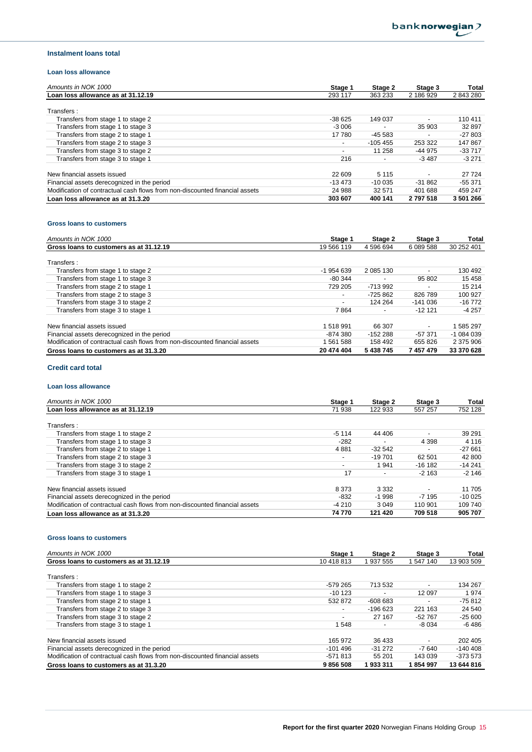### Instalment loans total

#### Loan loss allowance

| *Amounts in NOK 1000* | Stage 1 | Stage 2 | Stage 3 | Total |
|---|---|---|---|---|
| **Loan loss allowance as at 31.12.19** | 293 117 | 363 233 | 2 186 929 | 2 843 280 |
| Transfers : | | | | |
| Transfers from stage 1 to stage 2 | -38 625 | 149 037 | - | 110 411 |
| Transfers from stage 1 to stage 3 | -3 006 | - | 35 903 | 32 897 |
| Transfers from stage 2 to stage 1 | 17 780 | -45 583 | - | -27 803 |
| Transfers from stage 2 to stage 3 | - | -105 455 | 253 322 | 147 867 |
| Transfers from stage 3 to stage 2 | - | 11 258 | -44 975 | -33 717 |
| Transfers from stage 3 to stage 1 | 216 | - | -3 487 | -3 271 |
| New financial assets issued | 22 609 | 5 115 | - | 27 724 |
| Financial assets derecognized in the period | -13 473 | -10 035 | -31 862 | -55 371 |
| Modification of contractual cash flows from non-discounted financial assets | 24 988 | 32 571 | 401 688 | 459 247 |
| **Loan loss allowance as at 31.3.20** | **303 607** | **400 141** | **2 797 518** | **3 501 266** |

#### Gross loans to customers

| *Amounts in NOK 1000* | Stage 1 | Stage 2 | Stage 3 | Total |
|---|---|---|---|---|
| **Gross loans to customers as at 31.12.19** | 19 566 119 | 4 596 694 | 6 089 588 | 30 252 401 |
| Transfers : | | | | |
| Transfers from stage 1 to stage 2 | -1 954 639 | 2 085 130 | - | 130 492 |
| Transfers from stage 1 to stage 3 | -80 344 | - | 95 802 | 15 458 |
| Transfers from stage 2 to stage 1 | 729 205 | -713 992 | - | 15 214 |
| Transfers from stage 2 to stage 3 | - | -725 862 | 826 789 | 100 927 |
| Transfers from stage 3 to stage 2 | - | 124 264 | -141 036 | -16 772 |
| Transfers from stage 3 to stage 1 | 7 864 | - | -12 121 | -4 257 |
| New financial assets issued | 1 518 991 | 66 307 | - | 1 585 297 |
| Financial assets derecognized in the period | -874 380 | -152 288 | -57 371 | -1 084 039 |
| Modification of contractual cash flows from non-discounted financial assets | 1 561 588 | 158 492 | 655 826 | 2 375 906 |
| **Gross loans to customers as at 31.3.20** | **20 474 404** | **5 438 745** | **7 457 479** | **33 370 628** |

### Credit card total

#### Loan loss allowance

| *Amounts in NOK 1000* | Stage 1 | Stage 2 | Stage 3 | Total |
|---|---|---|---|---|
| **Loan loss allowance as at 31.12.19** | 71 938 | 122 933 | 557 257 | 752 128 |
| Transfers : | | | | |
| Transfers from stage 1 to stage 2 | -5 114 | 44 406 | - | 39 291 |
| Transfers from stage 1 to stage 3 | -282 | - | 4 398 | 4 116 |
| Transfers from stage 2 to stage 1 | 4 881 | -32 542 | - | -27 661 |
| Transfers from stage 2 to stage 3 | - | -19 701 | 62 501 | 42 800 |
| Transfers from stage 3 to stage 2 | - | 1 941 | -16 182 | -14 241 |
| Transfers from stage 3 to stage 1 | 17 | - | -2 163 | -2 146 |
| New financial assets issued | 8 373 | 3 332 | - | 11 705 |
| Financial assets derecognized in the period | -832 | -1 998 | -7 195 | -10 025 |
| Modification of contractual cash flows from non-discounted financial assets | -4 210 | 3 049 | 110 901 | 109 740 |
| **Loan loss allowance as at 31.3.20** | **74 770** | **121 420** | **709 518** | **905 707** |

#### Gross loans to customers

| *Amounts in NOK 1000* | Stage 1 | Stage 2 | Stage 3 | Total |
|---|---|---|---|---|
| **Gross loans to customers as at 31.12.19** | 10 418 813 | 1 937 555 | 1 547 140 | 13 903 509 |
| Transfers : | | | | |
| Transfers from stage 1 to stage 2 | -579 265 | 713 532 | - | 134 267 |
| Transfers from stage 1 to stage 3 | -10 123 | - | 12 097 | 1 974 |
| Transfers from stage 2 to stage 1 | 532 872 | -608 683 | - | -75 812 |
| Transfers from stage 2 to stage 3 | - | -196 623 | 221 163 | 24 540 |
| Transfers from stage 3 to stage 2 | - | 27 167 | -52 767 | -25 600 |
| Transfers from stage 3 to stage 1 | 1 548 | - | -8 034 | -6 486 |
| New financial assets issued | 165 972 | 36 433 | - | 202 405 |
| Financial assets derecognized in the period | -101 496 | -31 272 | -7 640 | -140 408 |
| Modification of contractual cash flows from non-discounted financial assets | -571 813 | 55 201 | 143 039 | -373 573 |
| **Gross loans to customers as at 31.3.20** | **9 856 508** | **1 933 311** | **1 854 997** | **13 644 816** |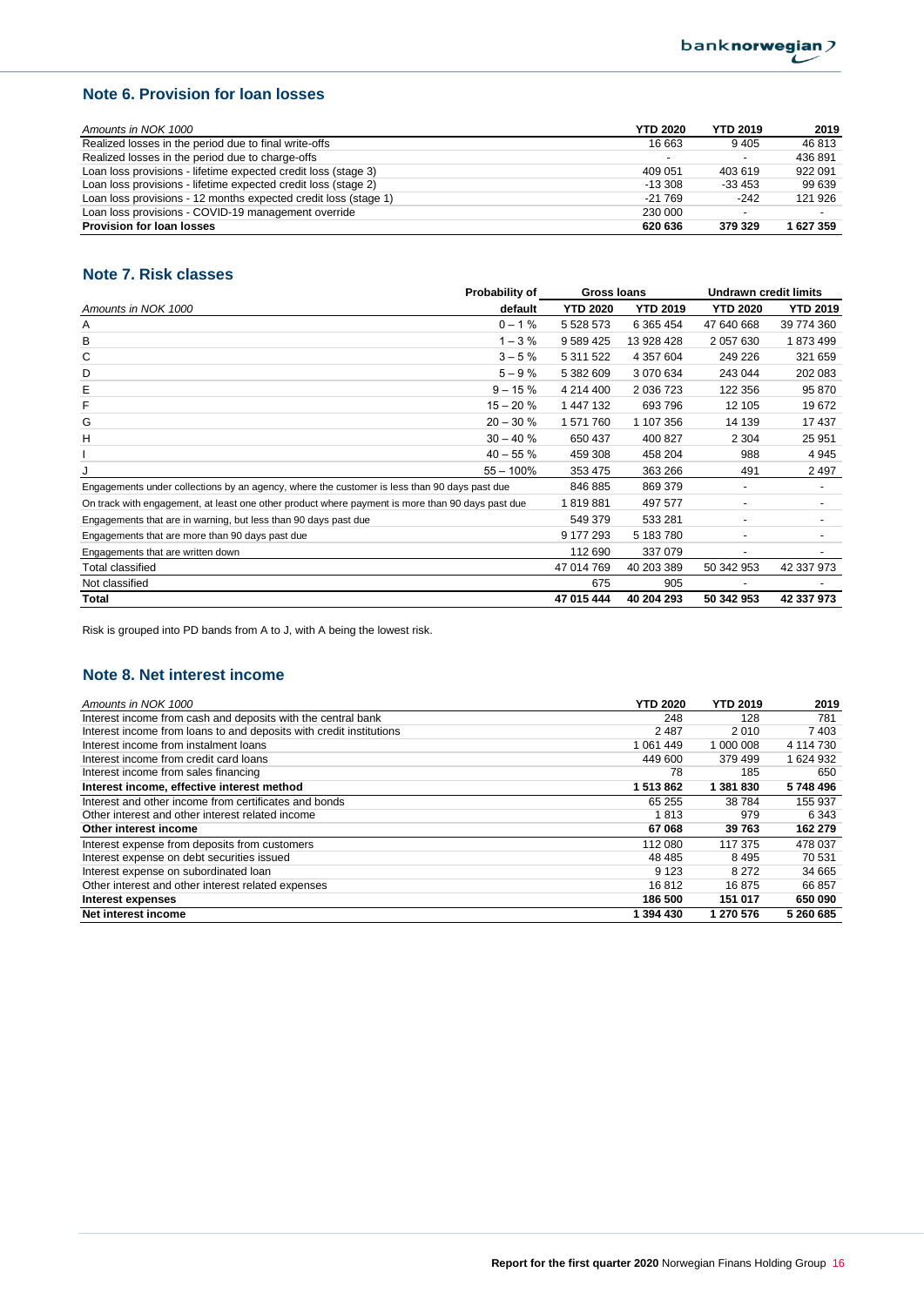## Note 6. Provision for loan losses

| *Amounts in NOK 1000* | YTD 2020 | YTD 2019 | 2019 |
|---|---|---|---|
| Realized losses in the period due to final write-offs | 16 663 | 9 405 | 46 813 |
| Realized losses in the period due to charge-offs | - | - | 436 891 |
| Loan loss provisions - lifetime expected credit loss (stage 3) | 409 051 | 403 619 | 922 091 |
| Loan loss provisions - lifetime expected credit loss (stage 2) | -13 308 | -33 453 | 99 639 |
| Loan loss provisions - 12 months expected credit loss (stage 1) | -21 769 | -242 | 121 926 |
| Loan loss provisions - COVID-19 management override | 230 000 | - | - |
| **Provision for loan losses** | **620 636** | **379 329** | **1 627 359** |

## Note 7. Risk classes

| | Probability of | Gross loans | | Undrawn credit limits | |
|---|---|---|---|---|---|
| *Amounts in NOK 1000* | default | YTD 2020 | YTD 2019 | YTD 2020 | YTD 2019 |
| A | 0 – 1 % | 5 528 573 | 6 365 454 | 47 640 668 | 39 774 360 |
| B | 1 – 3 % | 9 589 425 | 13 928 428 | 2 057 630 | 1 873 499 |
| C | 3 – 5 % | 5 311 522 | 4 357 604 | 249 226 | 321 659 |
| D | 5 – 9 % | 5 382 609 | 3 070 634 | 243 044 | 202 083 |
| E | 9 – 15 % | 4 214 400 | 2 036 723 | 122 356 | 95 870 |
| F | 15 – 20 % | 1 447 132 | 693 796 | 12 105 | 19 672 |
| G | 20 – 30 % | 1 571 760 | 1 107 356 | 14 139 | 17 437 |
| H | 30 – 40 % | 650 437 | 400 827 | 2 304 | 25 951 |
| I | 40 – 55 % | 459 308 | 458 204 | 988 | 4 945 |
| J | 55 – 100% | 353 475 | 363 266 | 491 | 2 497 |
| Engagements under collections by an agency, where the customer is less than 90 days past due | | 846 885 | 869 379 | - | - |
| On track with engagement, at least one other product where payment is more than 90 days past due | | 1 819 881 | 497 577 | - | - |
| Engagements that are in warning, but less than 90 days past due | | 549 379 | 533 281 | - | - |
| Engagements that are more than 90 days past due | | 9 177 293 | 5 183 780 | - | - |
| Engagements that are written down | | 112 690 | 337 079 | - | - |
| Total classified | | 47 014 769 | 40 203 389 | 50 342 953 | 42 337 973 |
| Not classified | | 675 | 905 | - | - |
| **Total** | | **47 015 444** | **40 204 293** | **50 342 953** | **42 337 973** |

Risk is grouped into PD bands from A to J, with A being the lowest risk.

## Note 8. Net interest income

| *Amounts in NOK 1000* | YTD 2020 | YTD 2019 | 2019 |
|---|---|---|---|
| Interest income from cash and deposits with the central bank | 248 | 128 | 781 |
| Interest income from loans to and deposits with credit institutions | 2 487 | 2 010 | 7 403 |
| Interest income from instalment loans | 1 061 449 | 1 000 008 | 4 114 730 |
| Interest income from credit card loans | 449 600 | 379 499 | 1 624 932 |
| Interest income from sales financing | 78 | 185 | 650 |
| **Interest income, effective interest method** | **1 513 862** | **1 381 830** | **5 748 496** |
| Interest and other income from certificates and bonds | 65 255 | 38 784 | 155 937 |
| Other interest and other interest related income | 1 813 | 979 | 6 343 |
| **Other interest income** | **67 068** | **39 763** | **162 279** |
| Interest expense from deposits from customers | 112 080 | 117 375 | 478 037 |
| Interest expense on debt securities issued | 48 485 | 8 495 | 70 531 |
| Interest expense on subordinated loan | 9 123 | 8 272 | 34 665 |
| Other interest and other interest related expenses | 16 812 | 16 875 | 66 857 |
| **Interest expenses** | **186 500** | **151 017** | **650 090** |
| **Net interest income** | **1 394 430** | **1 270 576** | **5 260 685** |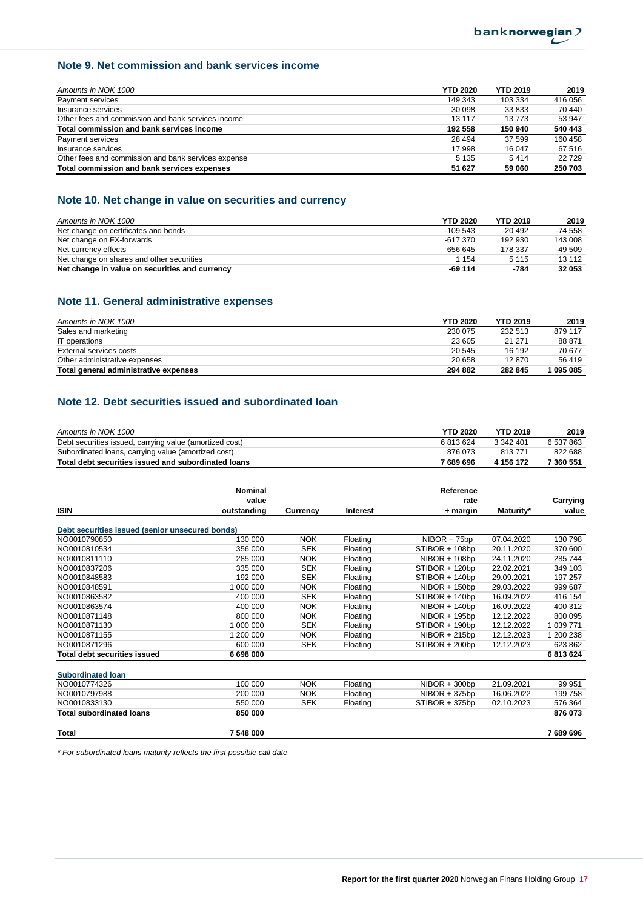## Note 9. Net commission and bank services income

| *Amounts in NOK 1000* | YTD 2020 | YTD 2019 | 2019 |
|---|---|---|---|
| Payment services | 149 343 | 103 334 | 416 056 |
| Insurance services | 30 098 | 33 833 | 70 440 |
| Other fees and commission and bank services income | 13 117 | 13 773 | 53 947 |
| **Total commission and bank services income** | **192 558** | **150 940** | **540 443** |
| Payment services | 28 494 | 37 599 | 160 458 |
| Insurance services | 17 998 | 16 047 | 67 516 |
| Other fees and commission and bank services expense | 5 135 | 5 414 | 22 729 |
| **Total commission and bank services expenses** | **51 627** | **59 060** | **250 703** |

## Note 10. Net change in value on securities and currency

| *Amounts in NOK 1000* | YTD 2020 | YTD 2019 | 2019 |
|---|---|---|---|
| Net change on certificates and bonds | -109 543 | -20 492 | -74 558 |
| Net change on FX-forwards | -617 370 | 192 930 | 143 008 |
| Net currency effects | 656 645 | -178 337 | -49 509 |
| Net change on shares and other securities | 1 154 | 5 115 | 13 112 |
| **Net change in value on securities and currency** | **-69 114** | **-784** | **32 053** |

## Note 11. General administrative expenses

| *Amounts in NOK 1000* | YTD 2020 | YTD 2019 | 2019 |
|---|---|---|---|
| Sales and marketing | 230 075 | 232 513 | 879 117 |
| IT operations | 23 605 | 21 271 | 88 871 |
| External services costs | 20 545 | 16 192 | 70 677 |
| Other administrative expenses | 20 658 | 12 870 | 56 419 |
| **Total general administrative expenses** | **294 882** | **282 845** | **1 095 085** |

## Note 12. Debt securities issued and subordinated loan

| *Amounts in NOK 1000* | YTD 2020 | YTD 2019 | 2019 |
|---|---|---|---|
| Debt securities issued, carrying value (amortized cost) | 6 813 624 | 3 342 401 | 6 537 863 |
| Subordinated loans, carrying value (amortized cost) | 876 073 | 813 771 | 822 688 |
| **Total debt securities issued and subordinated loans** | **7 689 696** | **4 156 172** | **7 360 551** |

| ISIN | Nominal value outstanding | Currency | Interest | Reference rate + margin | Maturity* | Carrying value |
|---|---|---|---|---|---|---|
| **Debt securities issued (senior unsecured bonds)** | | | | | | |
| NO0010790850 | 130 000 | NOK | Floating | NIBOR + 75bp | 07.04.2020 | 130 798 |
| NO0010810534 | 356 000 | SEK | Floating | STIBOR + 108bp | 20.11.2020 | 370 600 |
| NO0010811110 | 285 000 | NOK | Floating | NIBOR + 108bp | 24.11.2020 | 285 744 |
| NO0010837206 | 335 000 | SEK | Floating | STIBOR + 120bp | 22.02.2021 | 349 103 |
| NO0010848583 | 192 000 | SEK | Floating | STIBOR + 140bp | 29.09.2021 | 197 257 |
| NO0010848591 | 1 000 000 | NOK | Floating | NIBOR + 150bp | 29.03.2022 | 999 687 |
| NO0010863582 | 400 000 | SEK | Floating | STIBOR + 140bp | 16.09.2022 | 416 154 |
| NO0010863574 | 400 000 | NOK | Floating | NIBOR + 140bp | 16.09.2022 | 400 312 |
| NO0010871148 | 800 000 | NOK | Floating | NIBOR + 195bp | 12.12.2022 | 800 095 |
| NO0010871130 | 1 000 000 | SEK | Floating | STIBOR + 190bp | 12.12.2022 | 1 039 771 |
| NO0010871155 | 1 200 000 | NOK | Floating | NIBOR + 215bp | 12.12.2023 | 1 200 238 |
| NO0010871296 | 600 000 | SEK | Floating | STIBOR + 200bp | 12.12.2023 | 623 862 |
| **Total debt securities issued** | **6 698 000** | | | | | **6 813 624** |
| **Subordinated loan** | | | | | | |
| NO0010774326 | 100 000 | NOK | Floating | NIBOR + 300bp | 21.09.2021 | 99 951 |
| NO0010797988 | 200 000 | NOK | Floating | NIBOR + 375bp | 16.06.2022 | 199 758 |
| NO0010833130 | 550 000 | SEK | Floating | STIBOR + 375bp | 02.10.2023 | 576 364 |
| **Total subordinated loans** | **850 000** | | | | | **876 073** |
| **Total** | **7 548 000** | | | | | **7 689 696** |

*\* For subordinated loans maturity reflects the first possible call date*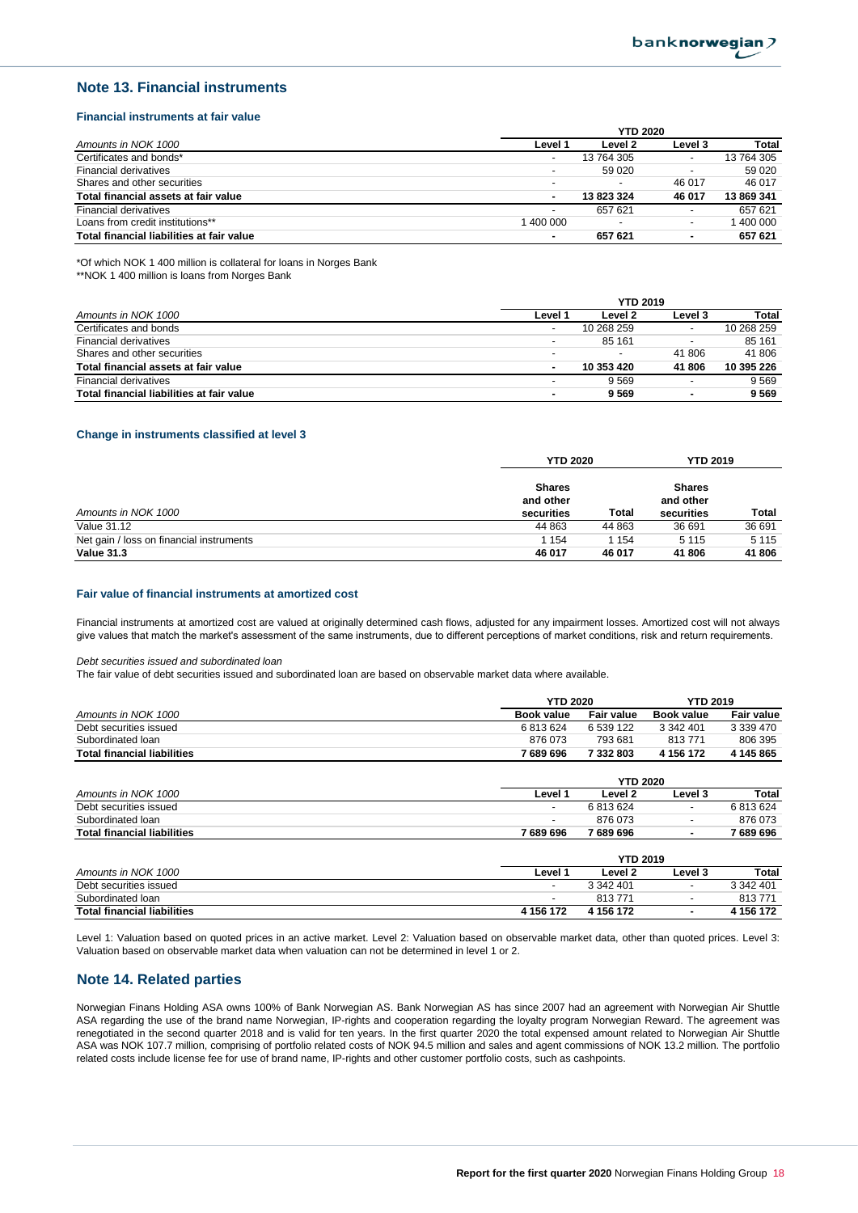## Note 13. Financial instruments

### Financial instruments at fair value

| Amounts in NOK 1000 | YTD 2020 Level 1 | Level 2 | Level 3 | Total |
|---|---|---|---|---|
| Certificates and bonds* | - | 13 764 305 | - | 13 764 305 |
| Financial derivatives | - | 59 020 | - | 59 020 |
| Shares and other securities | - | - | 46 017 | 46 017 |
| **Total financial assets at fair value** | **-** | **13 823 324** | **46 017** | **13 869 341** |
| Financial derivatives | - | 657 621 | - | 657 621 |
| Loans from credit institutions** | 1 400 000 | - | - | 1 400 000 |
| **Total financial liabilities at fair value** | **-** | **657 621** | **-** | **657 621** |

*Of which NOK 1 400 million is collateral for loans in Norges Bank
**NOK 1 400 million is loans from Norges Bank

| Amounts in NOK 1000 | YTD 2019 Level 1 | Level 2 | Level 3 | Total |
|---|---|---|---|---|
| Certificates and bonds | - | 10 268 259 | - | 10 268 259 |
| Financial derivatives | - | 85 161 | - | 85 161 |
| Shares and other securities | - | - | 41 806 | 41 806 |
| **Total financial assets at fair value** | **-** | **10 353 420** | **41 806** | **10 395 226** |
| Financial derivatives | - | 9 569 | - | 9 569 |
| **Total financial liabilities at fair value** | **-** | **9 569** | **-** | **9 569** |

### Change in instruments classified at level 3

| Amounts in NOK 1000 | YTD 2020 Shares and other securities | YTD 2020 Total | YTD 2019 Shares and other securities | YTD 2019 Total |
|---|---|---|---|---|
| Value 31.12 | 44 863 | 44 863 | 36 691 | 36 691 |
| Net gain / loss on financial instruments | 1 154 | 1 154 | 5 115 | 5 115 |
| **Value 31.3** | **46 017** | **46 017** | **41 806** | **41 806** |

### Fair value of financial instruments at amortized cost

Financial instruments at amortized cost are valued at originally determined cash flows, adjusted for any impairment losses. Amortized cost will not always give values that match the market's assessment of the same instruments, due to different perceptions of market conditions, risk and return requirements.

*Debt securities issued and subordinated loan*
The fair value of debt securities issued and subordinated loan are based on observable market data where available.

| Amounts in NOK 1000 | YTD 2020 Book value | YTD 2020 Fair value | YTD 2019 Book value | YTD 2019 Fair value |
|---|---|---|---|---|
| Debt securities issued | 6 813 624 | 6 539 122 | 3 342 401 | 3 339 470 |
| Subordinated loan | 876 073 | 793 681 | 813 771 | 806 395 |
| **Total financial liabilities** | **7 689 696** | **7 332 803** | **4 156 172** | **4 145 865** |

| Amounts in NOK 1000 | YTD 2020 Level 1 | Level 2 | Level 3 | Total |
|---|---|---|---|---|
| Debt securities issued | - | 6 813 624 | - | 6 813 624 |
| Subordinated loan | - | 876 073 | - | 876 073 |
| **Total financial liabilities** | **7 689 696** | **7 689 696** | **-** | **7 689 696** |

| Amounts in NOK 1000 | YTD 2019 Level 1 | Level 2 | Level 3 | Total |
|---|---|---|---|---|
| Debt securities issued | - | 3 342 401 | - | 3 342 401 |
| Subordinated loan | - | 813 771 | - | 813 771 |
| **Total financial liabilities** | **4 156 172** | **4 156 172** | **-** | **4 156 172** |

Level 1: Valuation based on quoted prices in an active market. Level 2: Valuation based on observable market data, other than quoted prices. Level 3: Valuation based on observable market data when valuation can not be determined in level 1 or 2.

## Note 14. Related parties

Norwegian Finans Holding ASA owns 100% of Bank Norwegian AS. Bank Norwegian AS has since 2007 had an agreement with Norwegian Air Shuttle ASA regarding the use of the brand name Norwegian, IP-rights and cooperation regarding the loyalty program Norwegian Reward. The agreement was renegotiated in the second quarter 2018 and is valid for ten years. In the first quarter 2020 the total expensed amount related to Norwegian Air Shuttle ASA was NOK 107.7 million, comprising of portfolio related costs of NOK 94.5 million and sales and agent commissions of NOK 13.2 million. The portfolio related costs include license fee for use of brand name, IP-rights and other customer portfolio costs, such as cashpoints.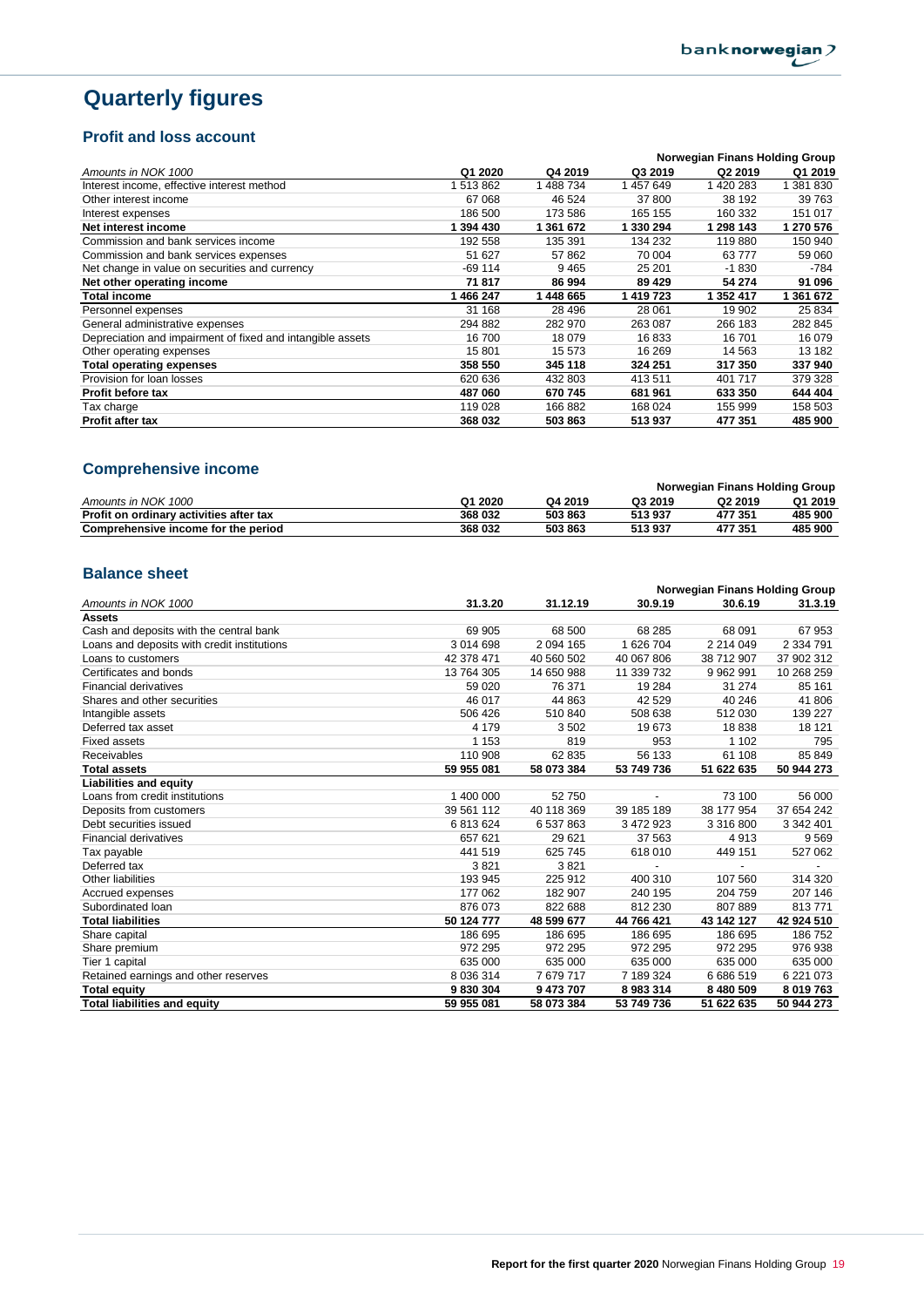# Quarterly figures

## Profit and loss account

| Amounts in NOK 1000 | Q1 2020 | Q4 2019 | Q3 2019 | Q2 2019 | Q1 2019 |
|---|---|---|---|---|---|
| | Norwegian Finans Holding Group | | | | |
| Interest income, effective interest method | 1 513 862 | 1 488 734 | 1 457 649 | 1 420 283 | 1 381 830 |
| Other interest income | 67 068 | 46 524 | 37 800 | 38 192 | 39 763 |
| Interest expenses | 186 500 | 173 586 | 165 155 | 160 332 | 151 017 |
| **Net interest income** | **1 394 430** | **1 361 672** | **1 330 294** | **1 298 143** | **1 270 576** |
| Commission and bank services income | 192 558 | 135 391 | 134 232 | 119 880 | 150 940 |
| Commission and bank services expenses | 51 627 | 57 862 | 70 004 | 63 777 | 59 060 |
| Net change in value on securities and currency | -69 114 | 9 465 | 25 201 | -1 830 | -784 |
| **Net other operating income** | **71 817** | **86 994** | **89 429** | **54 274** | **91 096** |
| **Total income** | **1 466 247** | **1 448 665** | **1 419 723** | **1 352 417** | **1 361 672** |
| Personnel expenses | 31 168 | 28 496 | 28 061 | 19 902 | 25 834 |
| General administrative expenses | 294 882 | 282 970 | 263 087 | 266 183 | 282 845 |
| Depreciation and impairment of fixed and intangible assets | 16 700 | 18 079 | 16 833 | 16 701 | 16 079 |
| Other operating expenses | 15 801 | 15 573 | 16 269 | 14 563 | 13 182 |
| **Total operating expenses** | **358 550** | **345 118** | **324 251** | **317 350** | **337 940** |
| Provision for loan losses | 620 636 | 432 803 | 413 511 | 401 717 | 379 328 |
| **Profit before tax** | **487 060** | **670 745** | **681 961** | **633 350** | **644 404** |
| Tax charge | 119 028 | 166 882 | 168 024 | 155 999 | 158 503 |
| **Profit after tax** | **368 032** | **503 863** | **513 937** | **477 351** | **485 900** |

## Comprehensive income

| Amounts in NOK 1000 | Q1 2020 | Q4 2019 | Q3 2019 | Q2 2019 | Q1 2019 |
|---|---|---|---|---|---|
| | Norwegian Finans Holding Group | | | | |
| **Profit on ordinary activities after tax** | **368 032** | **503 863** | **513 937** | **477 351** | **485 900** |
| **Comprehensive income for the period** | **368 032** | **503 863** | **513 937** | **477 351** | **485 900** |

## Balance sheet

| Amounts in NOK 1000 | 31.3.20 | 31.12.19 | 30.9.19 | 30.6.19 | 31.3.19 |
|---|---|---|---|---|---|
| | Norwegian Finans Holding Group | | | | |
| **Assets** | | | | | |
| Cash and deposits with the central bank | 69 905 | 68 500 | 68 285 | 68 091 | 67 953 |
| Loans and deposits with credit institutions | 3 014 698 | 2 094 165 | 1 626 704 | 2 214 049 | 2 334 791 |
| Loans to customers | 42 378 471 | 40 560 502 | 40 067 806 | 38 712 907 | 37 902 312 |
| Certificates and bonds | 13 764 305 | 14 650 988 | 11 339 732 | 9 962 991 | 10 268 259 |
| Financial derivatives | 59 020 | 76 371 | 19 284 | 31 274 | 85 161 |
| Shares and other securities | 46 017 | 44 863 | 42 529 | 40 246 | 41 806 |
| Intangible assets | 506 426 | 510 840 | 508 638 | 512 030 | 139 227 |
| Deferred tax asset | 4 179 | 3 502 | 19 673 | 18 838 | 18 121 |
| Fixed assets | 1 153 | 819 | 953 | 1 102 | 795 |
| Receivables | 110 908 | 62 835 | 56 133 | 61 108 | 85 849 |
| **Total assets** | **59 955 081** | **58 073 384** | **53 749 736** | **51 622 635** | **50 944 273** |
| **Liabilities and equity** | | | | | |
| Loans from credit institutions | 1 400 000 | 52 750 | - | 73 100 | 56 000 |
| Deposits from customers | 39 561 112 | 40 118 369 | 39 185 189 | 38 177 954 | 37 654 242 |
| Debt securities issued | 6 813 624 | 6 537 863 | 3 472 923 | 3 316 800 | 3 342 401 |
| Financial derivatives | 657 621 | 29 621 | 37 563 | 4 913 | 9 569 |
| Tax payable | 441 519 | 625 745 | 618 010 | 449 151 | 527 062 |
| Deferred tax | 3 821 | 3 821 | - | - | - |
| Other liabilities | 193 945 | 225 912 | 400 310 | 107 560 | 314 320 |
| Accrued expenses | 177 062 | 182 907 | 240 195 | 204 759 | 207 146 |
| Subordinated loan | 876 073 | 822 688 | 812 230 | 807 889 | 813 771 |
| **Total liabilities** | **50 124 777** | **48 599 677** | **44 766 421** | **43 142 127** | **42 924 510** |
| Share capital | 186 695 | 186 695 | 186 695 | 186 695 | 186 752 |
| Share premium | 972 295 | 972 295 | 972 295 | 972 295 | 976 938 |
| Tier 1 capital | 635 000 | 635 000 | 635 000 | 635 000 | 635 000 |
| Retained earnings and other reserves | 8 036 314 | 7 679 717 | 7 189 324 | 6 686 519 | 6 221 073 |
| **Total equity** | **9 830 304** | **9 473 707** | **8 983 314** | **8 480 509** | **8 019 763** |
| **Total liabilities and equity** | **59 955 081** | **58 073 384** | **53 749 736** | **51 622 635** | **50 944 273** |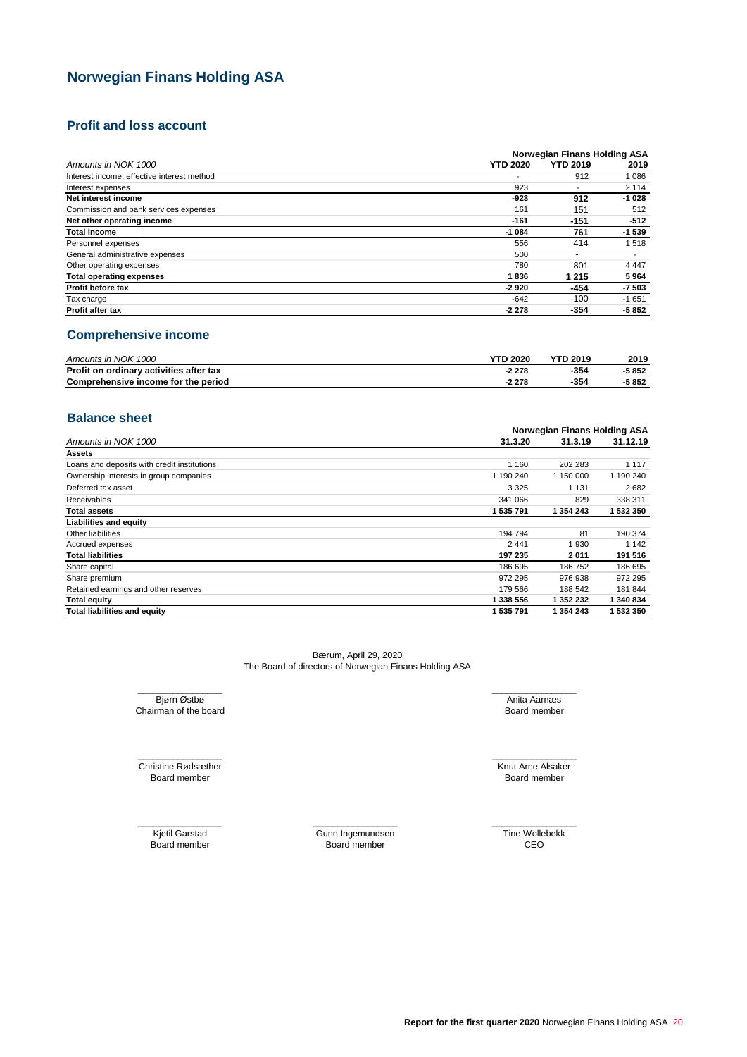# Norwegian Finans Holding ASA

## Profit and loss account

| | Norwegian Finans Holding ASA | | |
|---|---|---|---|
| *Amounts in NOK 1000* | **YTD 2020** | **YTD 2019** | **2019** |
| Interest income, effective interest method | - | 912 | 1 086 |
| Interest expenses | 923 | - | 2 114 |
| **Net interest income** | **-923** | **912** | **-1 028** |
| Commission and bank services expenses | 161 | 151 | 512 |
| **Net other operating income** | **-161** | **-151** | **-512** |
| **Total income** | **-1 084** | **761** | **-1 539** |
| Personnel expenses | 556 | 414 | 1 518 |
| General administrative expenses | 500 | - | - |
| Other operating expenses | 780 | 801 | 4 447 |
| **Total operating expenses** | **1 836** | **1 215** | **5 964** |
| **Profit before tax** | **-2 920** | **-454** | **-7 503** |
| Tax charge | -642 | -100 | -1 651 |
| **Profit after tax** | **-2 278** | **-354** | **-5 852** |

## Comprehensive income

| *Amounts in NOK 1000* | **YTD 2020** | **YTD 2019** | **2019** |
|---|---|---|---|
| **Profit on ordinary activities after tax** | **-2 278** | **-354** | **-5 852** |
| **Comprehensive income for the period** | **-2 278** | **-354** | **-5 852** |

## Balance sheet

| | Norwegian Finans Holding ASA | | |
|---|---|---|---|
| *Amounts in NOK 1000* | **31.3.20** | **31.3.19** | **31.12.19** |
| **Assets** | | | |
| Loans and deposits with credit institutions | 1 160 | 202 283 | 1 117 |
| Ownership interests in group companies | 1 190 240 | 1 150 000 | 1 190 240 |
| Deferred tax asset | 3 325 | 1 131 | 2 682 |
| Receivables | 341 066 | 829 | 338 311 |
| **Total assets** | **1 535 791** | **1 354 243** | **1 532 350** |
| **Liabilities and equity** | | | |
| Other liabilities | 194 794 | 81 | 190 374 |
| Accrued expenses | 2 441 | 1 930 | 1 142 |
| **Total liabilities** | **197 235** | **2 011** | **191 516** |
| Share capital | 186 695 | 186 752 | 186 695 |
| Share premium | 972 295 | 976 938 | 972 295 |
| Retained earnings and other reserves | 179 566 | 188 542 | 181 844 |
| **Total equity** | **1 338 556** | **1 352 232** | **1 340 834** |
| **Total liabilities and equity** | **1 535 791** | **1 354 243** | **1 532 350** |

Bærum, April 29, 2020
The Board of directors of Norwegian Finans Holding ASA

Bjørn Østbø
Chairman of the board

Anita Aarnæs
Board member

Christine Rødsæther
Board member

Knut Arne Alsaker
Board member

Kjetil Garstad
Board member

Gunn Ingemundsen
Board member

Tine Wollebekk
CEO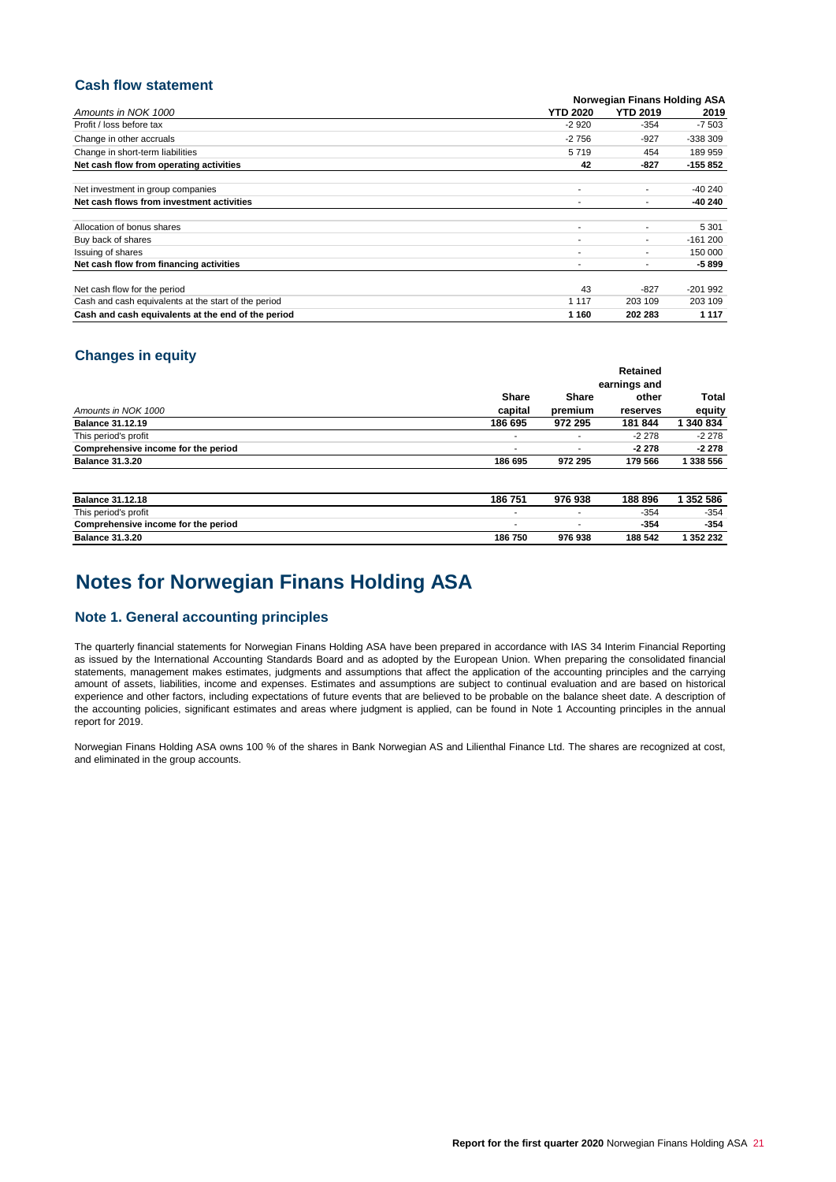## Cash flow statement

| Amounts in NOK 1000 | Norwegian Finans Holding ASA | | |
|---|---|---|---|
| | **YTD 2020** | **YTD 2019** | **2019** |
| Profit / loss before tax | -2 920 | -354 | -7 503 |
| Change in other accruals | -2 756 | -927 | -338 309 |
| Change in short-term liabilities | 5 719 | 454 | 189 959 |
| **Net cash flow from operating activities** | **42** | **-827** | **-155 852** |
| Net investment in group companies | - | - | -40 240 |
| **Net cash flows from investment activities** | - | - | **-40 240** |
| Allocation of bonus shares | - | - | 5 301 |
| Buy back of shares | - | - | -161 200 |
| Issuing of shares | - | - | 150 000 |
| **Net cash flow from financing activities** | - | - | **-5 899** |
| Net cash flow for the period | 43 | -827 | -201 992 |
| Cash and cash equivalents at the start of the period | 1 117 | 203 109 | 203 109 |
| **Cash and cash equivalents at the end of the period** | **1 160** | **202 283** | **1 117** |

## Changes in equity

| *Amounts in NOK 1000* | **Share capital** | **Share premium** | **Retained earnings and other reserves** | **Total equity** |
|---|---|---|---|---|
| **Balance 31.12.19** | **186 695** | **972 295** | **181 844** | **1 340 834** |
| This period's profit | - | - | -2 278 | -2 278 |
| **Comprehensive income for the period** | - | - | **-2 278** | **-2 278** |
| **Balance 31.3.20** | **186 695** | **972 295** | **179 566** | **1 338 556** |
| | | | | |
| **Balance 31.12.18** | **186 751** | **976 938** | **188 896** | **1 352 586** |
| This period's profit | - | - | -354 | -354 |
| **Comprehensive income for the period** | - | - | **-354** | **-354** |
| **Balance 31.3.20** | **186 750** | **976 938** | **188 542** | **1 352 232** |

# Notes for Norwegian Finans Holding ASA

## Note 1. General accounting principles

The quarterly financial statements for Norwegian Finans Holding ASA have been prepared in accordance with IAS 34 Interim Financial Reporting as issued by the International Accounting Standards Board and as adopted by the European Union. When preparing the consolidated financial statements, management makes estimates, judgments and assumptions that affect the application of the accounting principles and the carrying amount of assets, liabilities, income and expenses. Estimates and assumptions are subject to continual evaluation and are based on historical experience and other factors, including expectations of future events that are believed to be probable on the balance sheet date. A description of the accounting policies, significant estimates and areas where judgment is applied, can be found in Note 1 Accounting principles in the annual report for 2019.

Norwegian Finans Holding ASA owns 100 % of the shares in Bank Norwegian AS and Lilienthal Finance Ltd. The shares are recognized at cost, and eliminated in the group accounts.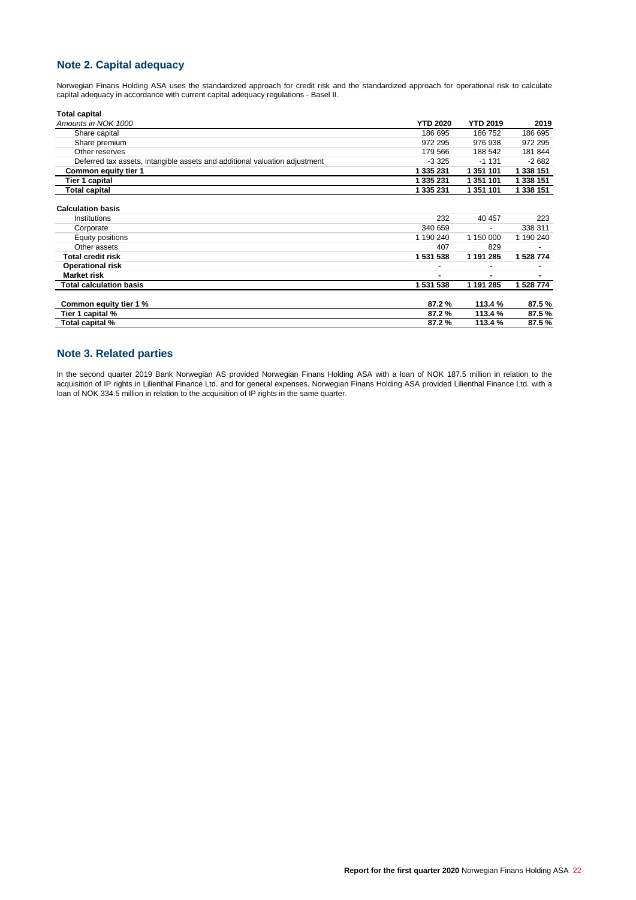## Note 2. Capital adequacy

Norwegian Finans Holding ASA uses the standardized approach for credit risk and the standardized approach for operational risk to calculate capital adequacy in accordance with current capital adequacy regulations - Basel II.

**Total capital**

| *Amounts in NOK 1000* | **YTD 2020** | **YTD 2019** | **2019** |
|---|---|---|---|
| Share capital | 186 695 | 186 752 | 186 695 |
| Share premium | 972 295 | 976 938 | 972 295 |
| Other reserves | 179 566 | 188 542 | 181 844 |
| Deferred tax assets, intangible assets and additional valuation adjustment | -3 325 | -1 131 | -2 682 |
| **Common equity tier 1** | **1 335 231** | **1 351 101** | **1 338 151** |
| **Tier 1 capital** | **1 335 231** | **1 351 101** | **1 338 151** |
| **Total capital** | **1 335 231** | **1 351 101** | **1 338 151** |
| | | | |
| **Calculation basis** | | | |
| Institutions | 232 | 40 457 | 223 |
| Corporate | 340 659 | - | 338 311 |
| Equity positions | 1 190 240 | 1 150 000 | 1 190 240 |
| Other assets | 407 | 829 | - |
| **Total credit risk** | **1 531 538** | **1 191 285** | **1 528 774** |
| **Operational risk** | **-** | **-** | **-** |
| **Market risk** | **-** | **-** | **-** |
| **Total calculation basis** | **1 531 538** | **1 191 285** | **1 528 774** |
| | | | |
| **Common equity tier 1 %** | **87.2 %** | **113.4 %** | **87.5 %** |
| **Tier 1 capital %** | **87.2 %** | **113.4 %** | **87.5 %** |
| **Total capital %** | **87.2 %** | **113.4 %** | **87.5 %** |

## Note 3. Related parties

In the second quarter 2019 Bank Norwegian AS provided Norwegian Finans Holding ASA with a loan of NOK 187.5 million in relation to the acquisition of IP rights in Lilienthal Finance Ltd. and for general expenses. Norwegian Finans Holding ASA provided Lilienthal Finance Ltd. with a loan of NOK 334.5 million in relation to the acquisition of IP rights in the same quarter.